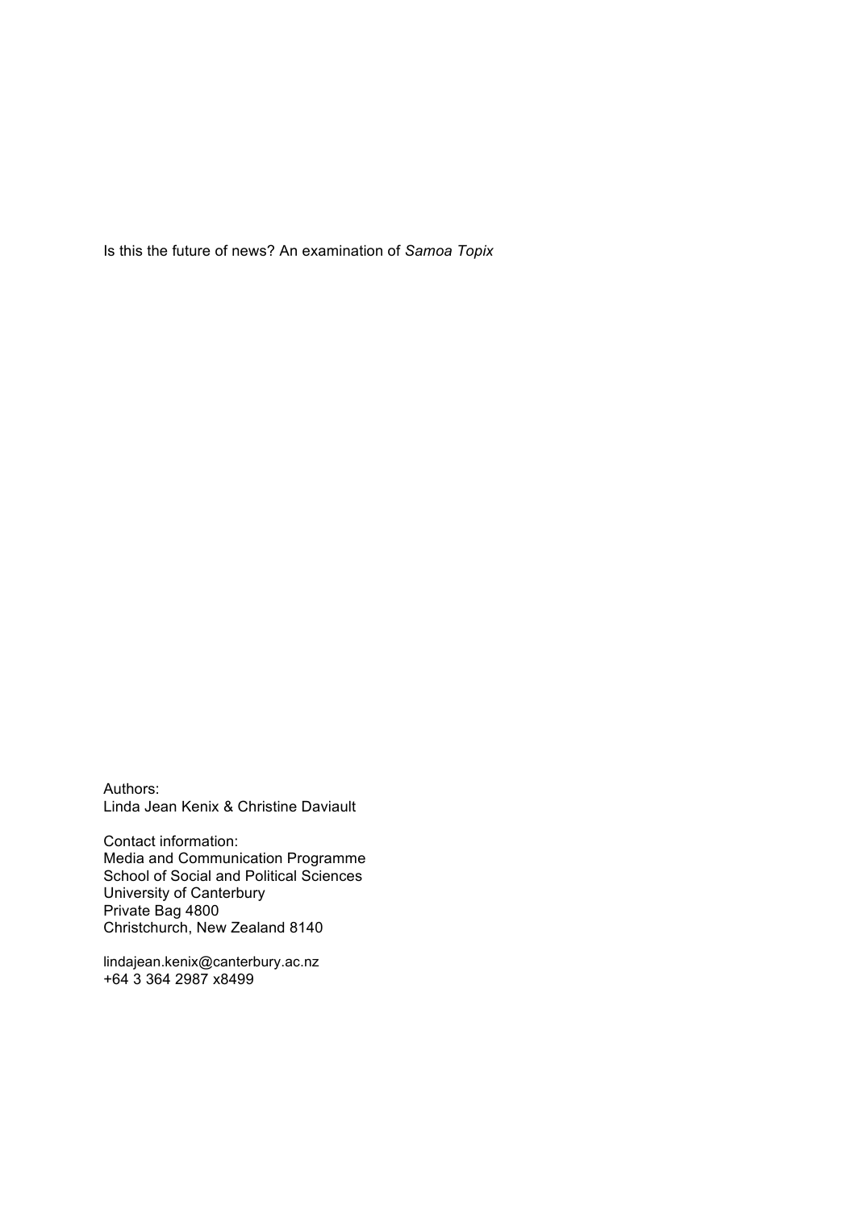Is this the future of news? An examination of *Samoa Topix*

Authors:
Linda Jean Kenix & Christine Daviault

Contact information:
Media and Communication Programme
School of Social and Political Sciences
University of Canterbury
Private Bag 4800
Christchurch, New Zealand 8140

lindajean.kenix@canterbury.ac.nz
+64 3 364 2987 x8499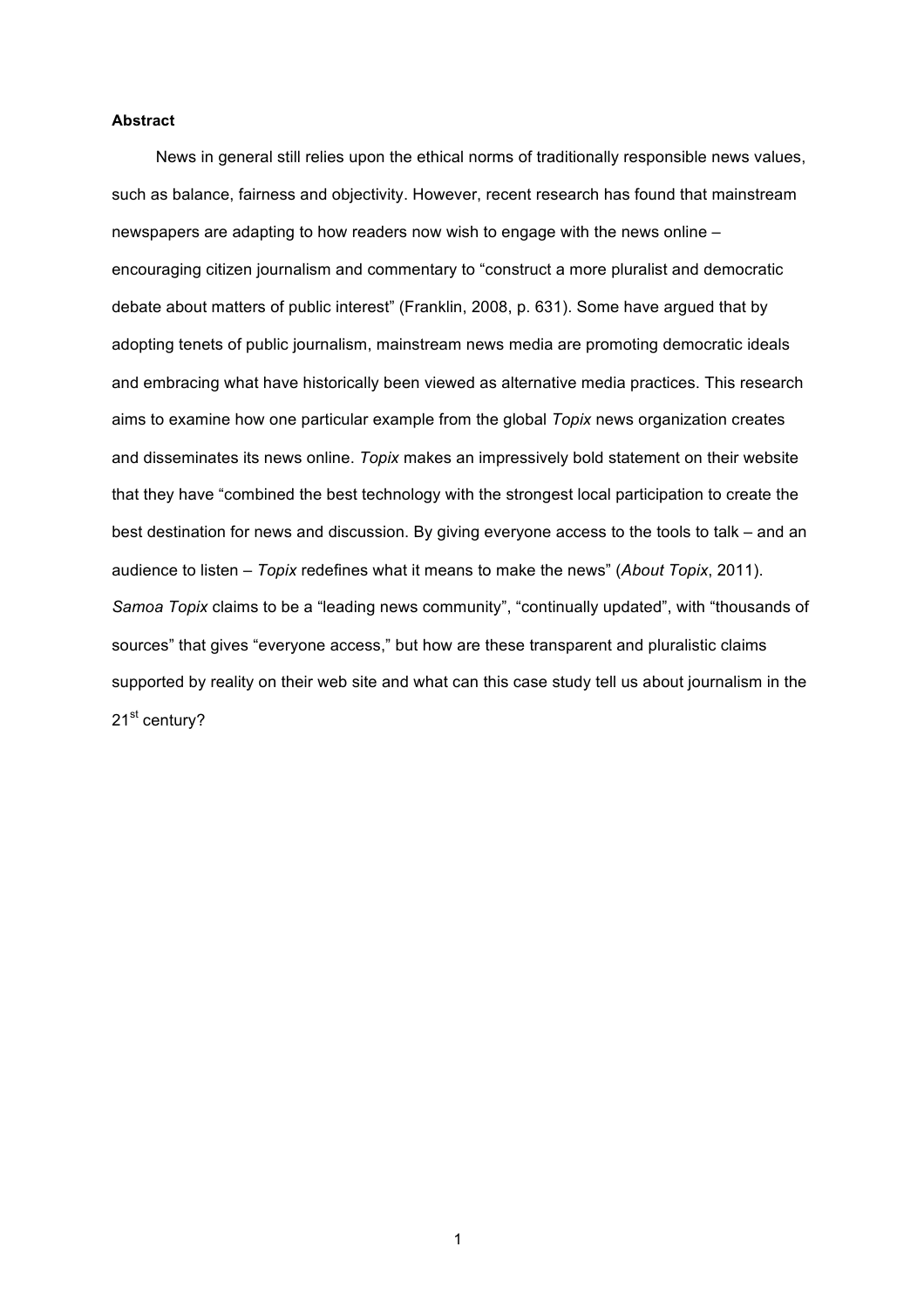**Abstract**

News in general still relies upon the ethical norms of traditionally responsible news values, such as balance, fairness and objectivity. However, recent research has found that mainstream newspapers are adapting to how readers now wish to engage with the news online – encouraging citizen journalism and commentary to "construct a more pluralist and democratic debate about matters of public interest" (Franklin, 2008, p. 631). Some have argued that by adopting tenets of public journalism, mainstream news media are promoting democratic ideals and embracing what have historically been viewed as alternative media practices. This research aims to examine how one particular example from the global *Topix* news organization creates and disseminates its news online. *Topix* makes an impressively bold statement on their website that they have "combined the best technology with the strongest local participation to create the best destination for news and discussion. By giving everyone access to the tools to talk – and an audience to listen – *Topix* redefines what it means to make the news" (*About Topix*, 2011). *Samoa Topix* claims to be a "leading news community", "continually updated", with "thousands of sources" that gives "everyone access," but how are these transparent and pluralistic claims supported by reality on their web site and what can this case study tell us about journalism in the 21st century?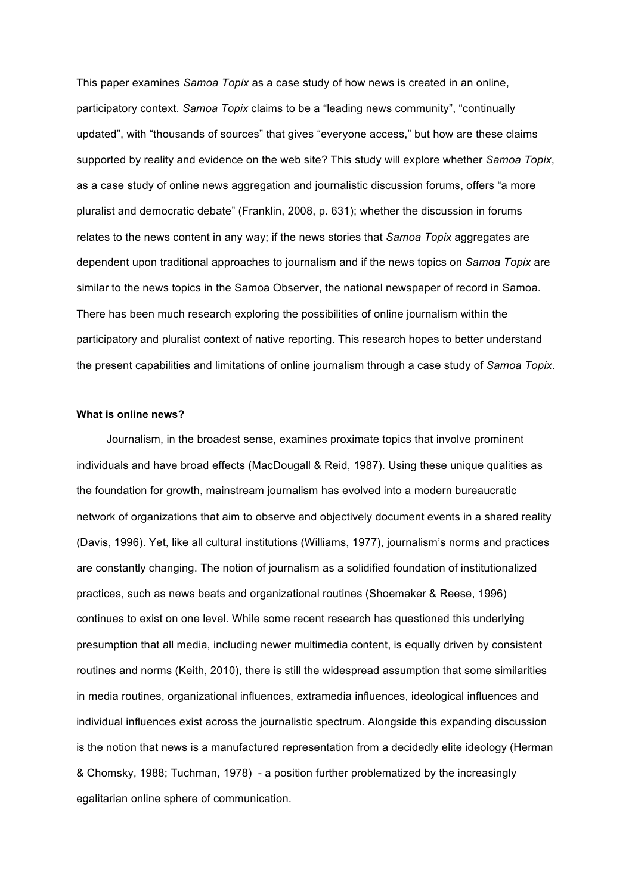This paper examines *Samoa Topix* as a case study of how news is created in an online, participatory context. *Samoa Topix* claims to be a "leading news community", "continually updated", with "thousands of sources" that gives "everyone access," but how are these claims supported by reality and evidence on the web site? This study will explore whether *Samoa Topix*, as a case study of online news aggregation and journalistic discussion forums, offers "a more pluralist and democratic debate" (Franklin, 2008, p. 631); whether the discussion in forums relates to the news content in any way; if the news stories that *Samoa Topix* aggregates are dependent upon traditional approaches to journalism and if the news topics on *Samoa Topix* are similar to the news topics in the Samoa Observer, the national newspaper of record in Samoa. There has been much research exploring the possibilities of online journalism within the participatory and pluralist context of native reporting. This research hopes to better understand the present capabilities and limitations of online journalism through a case study of *Samoa Topix*.

**What is online news?**

Journalism, in the broadest sense, examines proximate topics that involve prominent individuals and have broad effects (MacDougall & Reid, 1987). Using these unique qualities as the foundation for growth, mainstream journalism has evolved into a modern bureaucratic network of organizations that aim to observe and objectively document events in a shared reality (Davis, 1996). Yet, like all cultural institutions (Williams, 1977), journalism's norms and practices are constantly changing. The notion of journalism as a solidified foundation of institutionalized practices, such as news beats and organizational routines (Shoemaker & Reese, 1996) continues to exist on one level. While some recent research has questioned this underlying presumption that all media, including newer multimedia content, is equally driven by consistent routines and norms (Keith, 2010), there is still the widespread assumption that some similarities in media routines, organizational influences, extramedia influences, ideological influences and individual influences exist across the journalistic spectrum. Alongside this expanding discussion is the notion that news is a manufactured representation from a decidedly elite ideology (Herman & Chomsky, 1988; Tuchman, 1978) - a position further problematized by the increasingly egalitarian online sphere of communication.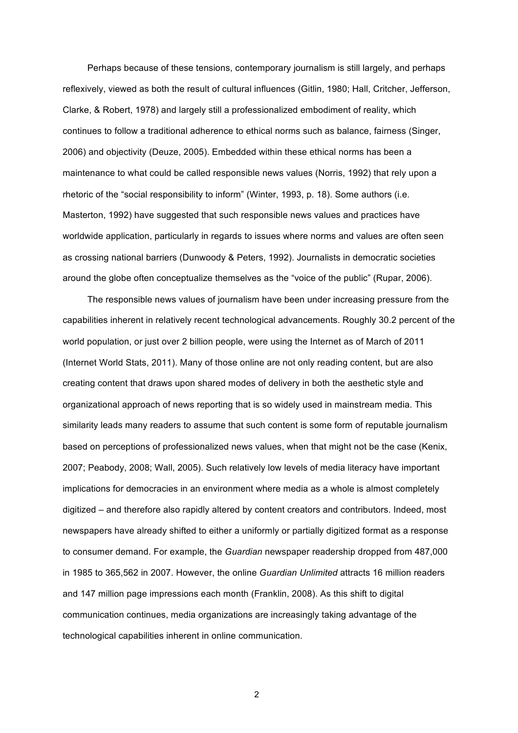Perhaps because of these tensions, contemporary journalism is still largely, and perhaps reflexively, viewed as both the result of cultural influences (Gitlin, 1980; Hall, Critcher, Jefferson, Clarke, & Robert, 1978) and largely still a professionalized embodiment of reality, which continues to follow a traditional adherence to ethical norms such as balance, fairness (Singer, 2006) and objectivity (Deuze, 2005). Embedded within these ethical norms has been a maintenance to what could be called responsible news values (Norris, 1992) that rely upon a rhetoric of the "social responsibility to inform" (Winter, 1993, p. 18). Some authors (i.e. Masterton, 1992) have suggested that such responsible news values and practices have worldwide application, particularly in regards to issues where norms and values are often seen as crossing national barriers (Dunwoody & Peters, 1992). Journalists in democratic societies around the globe often conceptualize themselves as the "voice of the public" (Rupar, 2006).

The responsible news values of journalism have been under increasing pressure from the capabilities inherent in relatively recent technological advancements. Roughly 30.2 percent of the world population, or just over 2 billion people, were using the Internet as of March of 2011 (Internet World Stats, 2011). Many of those online are not only reading content, but are also creating content that draws upon shared modes of delivery in both the aesthetic style and organizational approach of news reporting that is so widely used in mainstream media. This similarity leads many readers to assume that such content is some form of reputable journalism based on perceptions of professionalized news values, when that might not be the case (Kenix, 2007; Peabody, 2008; Wall, 2005). Such relatively low levels of media literacy have important implications for democracies in an environment where media as a whole is almost completely digitized – and therefore also rapidly altered by content creators and contributors. Indeed, most newspapers have already shifted to either a uniformly or partially digitized format as a response to consumer demand. For example, the *Guardian* newspaper readership dropped from 487,000 in 1985 to 365,562 in 2007. However, the online *Guardian Unlimited* attracts 16 million readers and 147 million page impressions each month (Franklin, 2008). As this shift to digital communication continues, media organizations are increasingly taking advantage of the technological capabilities inherent in online communication.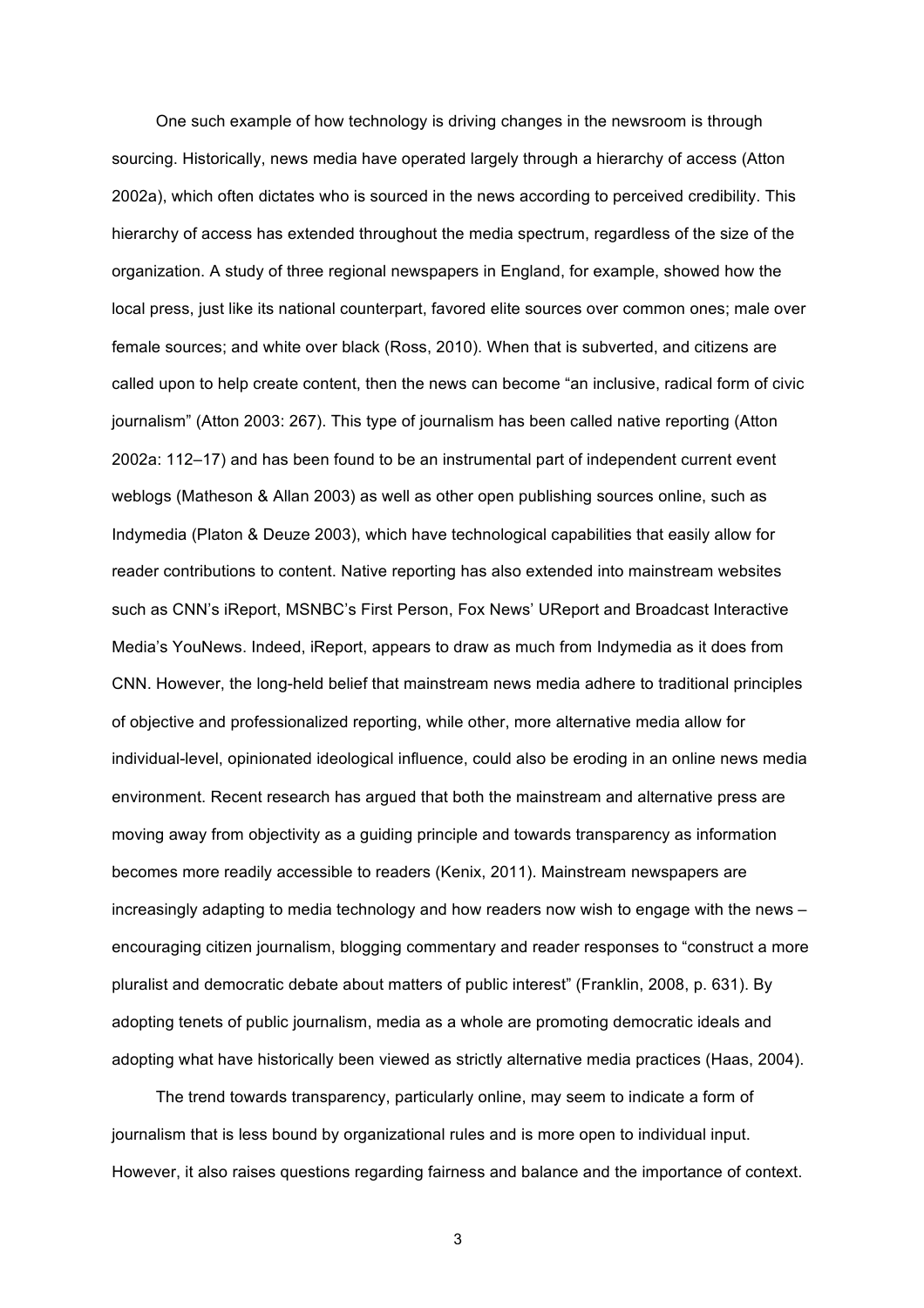One such example of how technology is driving changes in the newsroom is through sourcing. Historically, news media have operated largely through a hierarchy of access (Atton 2002a), which often dictates who is sourced in the news according to perceived credibility. This hierarchy of access has extended throughout the media spectrum, regardless of the size of the organization. A study of three regional newspapers in England, for example, showed how the local press, just like its national counterpart, favored elite sources over common ones; male over female sources; and white over black (Ross, 2010). When that is subverted, and citizens are called upon to help create content, then the news can become "an inclusive, radical form of civic journalism" (Atton 2003: 267). This type of journalism has been called native reporting (Atton 2002a: 112–17) and has been found to be an instrumental part of independent current event weblogs (Matheson & Allan 2003) as well as other open publishing sources online, such as Indymedia (Platon & Deuze 2003), which have technological capabilities that easily allow for reader contributions to content. Native reporting has also extended into mainstream websites such as CNN's iReport, MSNBC's First Person, Fox News' UReport and Broadcast Interactive Media's YouNews. Indeed, iReport, appears to draw as much from Indymedia as it does from CNN. However, the long-held belief that mainstream news media adhere to traditional principles of objective and professionalized reporting, while other, more alternative media allow for individual-level, opinionated ideological influence, could also be eroding in an online news media environment. Recent research has argued that both the mainstream and alternative press are moving away from objectivity as a guiding principle and towards transparency as information becomes more readily accessible to readers (Kenix, 2011). Mainstream newspapers are increasingly adapting to media technology and how readers now wish to engage with the news – encouraging citizen journalism, blogging commentary and reader responses to "construct a more pluralist and democratic debate about matters of public interest" (Franklin, 2008, p. 631). By adopting tenets of public journalism, media as a whole are promoting democratic ideals and adopting what have historically been viewed as strictly alternative media practices (Haas, 2004).

The trend towards transparency, particularly online, may seem to indicate a form of journalism that is less bound by organizational rules and is more open to individual input. However, it also raises questions regarding fairness and balance and the importance of context.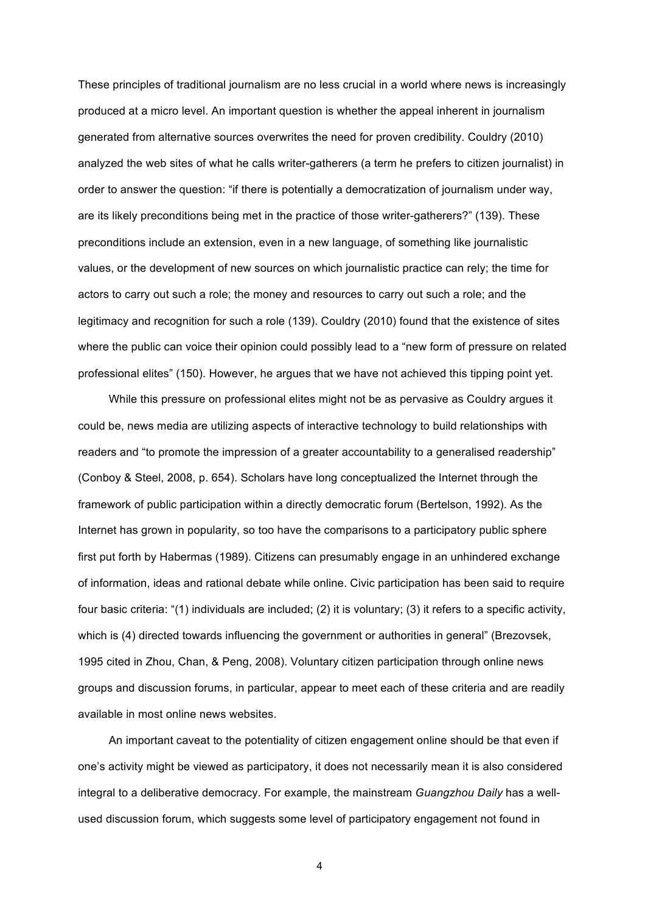These principles of traditional journalism are no less crucial in a world where news is increasingly produced at a micro level. An important question is whether the appeal inherent in journalism generated from alternative sources overwrites the need for proven credibility. Couldry (2010) analyzed the web sites of what he calls writer-gatherers (a term he prefers to citizen journalist) in order to answer the question: “if there is potentially a democratization of journalism under way, are its likely preconditions being met in the practice of those writer-gatherers?” (139). These preconditions include an extension, even in a new language, of something like journalistic values, or the development of new sources on which journalistic practice can rely; the time for actors to carry out such a role; the money and resources to carry out such a role; and the legitimacy and recognition for such a role (139). Couldry (2010) found that the existence of sites where the public can voice their opinion could possibly lead to a “new form of pressure on related professional elites” (150). However, he argues that we have not achieved this tipping point yet.

While this pressure on professional elites might not be as pervasive as Couldry argues it could be, news media are utilizing aspects of interactive technology to build relationships with readers and “to promote the impression of a greater accountability to a generalised readership” (Conboy & Steel, 2008, p. 654). Scholars have long conceptualized the Internet through the framework of public participation within a directly democratic forum (Bertelson, 1992). As the Internet has grown in popularity, so too have the comparisons to a participatory public sphere first put forth by Habermas (1989). Citizens can presumably engage in an unhindered exchange of information, ideas and rational debate while online. Civic participation has been said to require four basic criteria: “(1) individuals are included; (2) it is voluntary; (3) it refers to a specific activity, which is (4) directed towards influencing the government or authorities in general” (Brezovsek, 1995 cited in Zhou, Chan, & Peng, 2008). Voluntary citizen participation through online news groups and discussion forums, in particular, appear to meet each of these criteria and are readily available in most online news websites.

An important caveat to the potentiality of citizen engagement online should be that even if one’s activity might be viewed as participatory, it does not necessarily mean it is also considered integral to a deliberative democracy. For example, the mainstream *Guangzhou Daily* has a well-used discussion forum, which suggests some level of participatory engagement not found in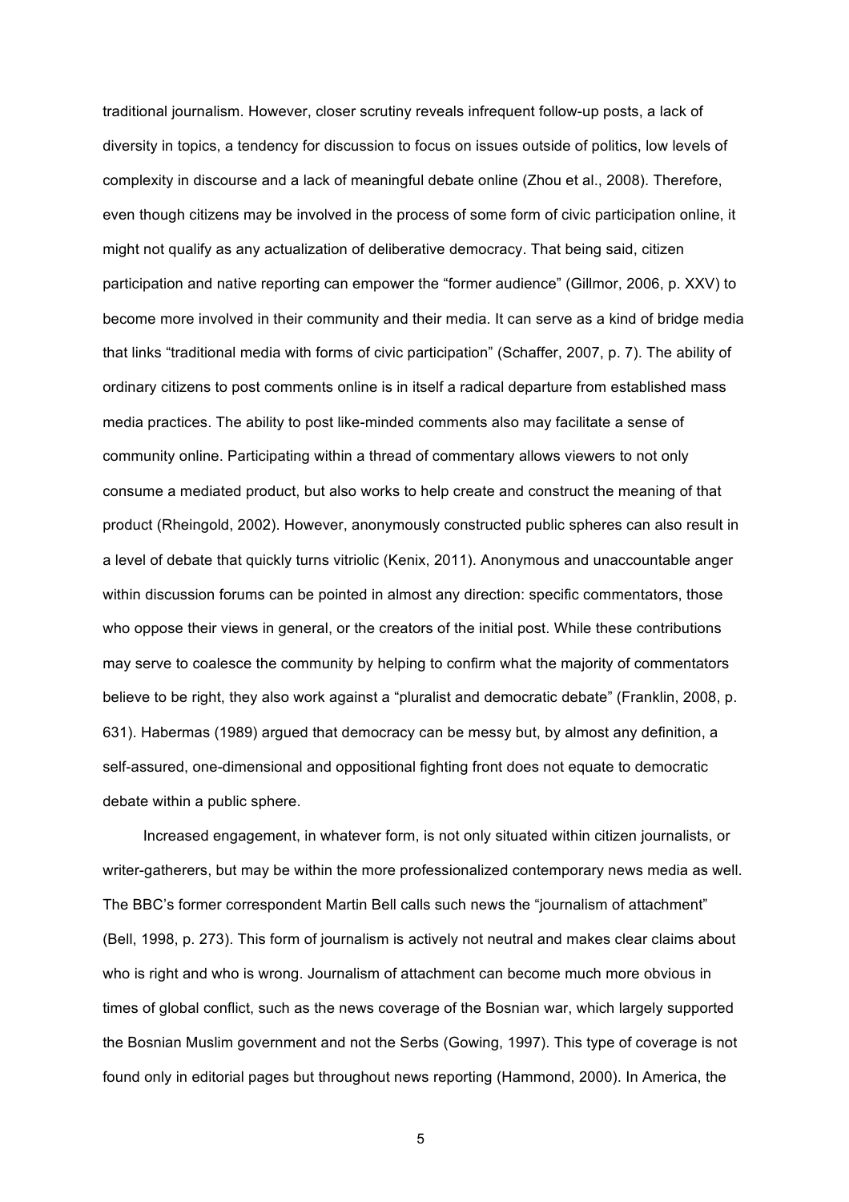traditional journalism. However, closer scrutiny reveals infrequent follow-up posts, a lack of diversity in topics, a tendency for discussion to focus on issues outside of politics, low levels of complexity in discourse and a lack of meaningful debate online (Zhou et al., 2008). Therefore, even though citizens may be involved in the process of some form of civic participation online, it might not qualify as any actualization of deliberative democracy. That being said, citizen participation and native reporting can empower the "former audience" (Gillmor, 2006, p. XXV) to become more involved in their community and their media. It can serve as a kind of bridge media that links "traditional media with forms of civic participation" (Schaffer, 2007, p. 7). The ability of ordinary citizens to post comments online is in itself a radical departure from established mass media practices. The ability to post like-minded comments also may facilitate a sense of community online. Participating within a thread of commentary allows viewers to not only consume a mediated product, but also works to help create and construct the meaning of that product (Rheingold, 2002). However, anonymously constructed public spheres can also result in a level of debate that quickly turns vitriolic (Kenix, 2011). Anonymous and unaccountable anger within discussion forums can be pointed in almost any direction: specific commentators, those who oppose their views in general, or the creators of the initial post. While these contributions may serve to coalesce the community by helping to confirm what the majority of commentators believe to be right, they also work against a "pluralist and democratic debate" (Franklin, 2008, p. 631). Habermas (1989) argued that democracy can be messy but, by almost any definition, a self-assured, one-dimensional and oppositional fighting front does not equate to democratic debate within a public sphere.

Increased engagement, in whatever form, is not only situated within citizen journalists, or writer-gatherers, but may be within the more professionalized contemporary news media as well. The BBC's former correspondent Martin Bell calls such news the "journalism of attachment" (Bell, 1998, p. 273). This form of journalism is actively not neutral and makes clear claims about who is right and who is wrong. Journalism of attachment can become much more obvious in times of global conflict, such as the news coverage of the Bosnian war, which largely supported the Bosnian Muslim government and not the Serbs (Gowing, 1997). This type of coverage is not found only in editorial pages but throughout news reporting (Hammond, 2000). In America, the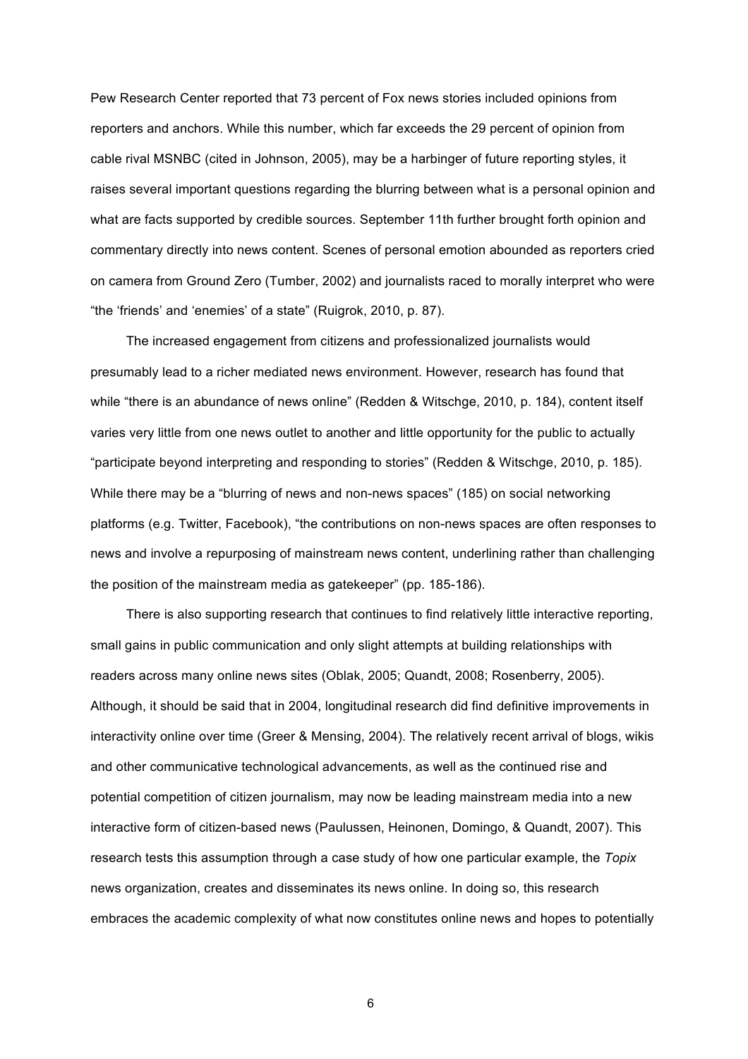Pew Research Center reported that 73 percent of Fox news stories included opinions from reporters and anchors. While this number, which far exceeds the 29 percent of opinion from cable rival MSNBC (cited in Johnson, 2005), may be a harbinger of future reporting styles, it raises several important questions regarding the blurring between what is a personal opinion and what are facts supported by credible sources. September 11th further brought forth opinion and commentary directly into news content. Scenes of personal emotion abounded as reporters cried on camera from Ground Zero (Tumber, 2002) and journalists raced to morally interpret who were "the 'friends' and 'enemies' of a state" (Ruigrok, 2010, p. 87).

The increased engagement from citizens and professionalized journalists would presumably lead to a richer mediated news environment. However, research has found that while "there is an abundance of news online" (Redden & Witschge, 2010, p. 184), content itself varies very little from one news outlet to another and little opportunity for the public to actually "participate beyond interpreting and responding to stories" (Redden & Witschge, 2010, p. 185). While there may be a "blurring of news and non-news spaces" (185) on social networking platforms (e.g. Twitter, Facebook), "the contributions on non-news spaces are often responses to news and involve a repurposing of mainstream news content, underlining rather than challenging the position of the mainstream media as gatekeeper" (pp. 185-186).

There is also supporting research that continues to find relatively little interactive reporting, small gains in public communication and only slight attempts at building relationships with readers across many online news sites (Oblak, 2005; Quandt, 2008; Rosenberry, 2005). Although, it should be said that in 2004, longitudinal research did find definitive improvements in interactivity online over time (Greer & Mensing, 2004). The relatively recent arrival of blogs, wikis and other communicative technological advancements, as well as the continued rise and potential competition of citizen journalism, may now be leading mainstream media into a new interactive form of citizen-based news (Paulussen, Heinonen, Domingo, & Quandt, 2007). This research tests this assumption through a case study of how one particular example, the *Topix* news organization, creates and disseminates its news online. In doing so, this research embraces the academic complexity of what now constitutes online news and hopes to potentially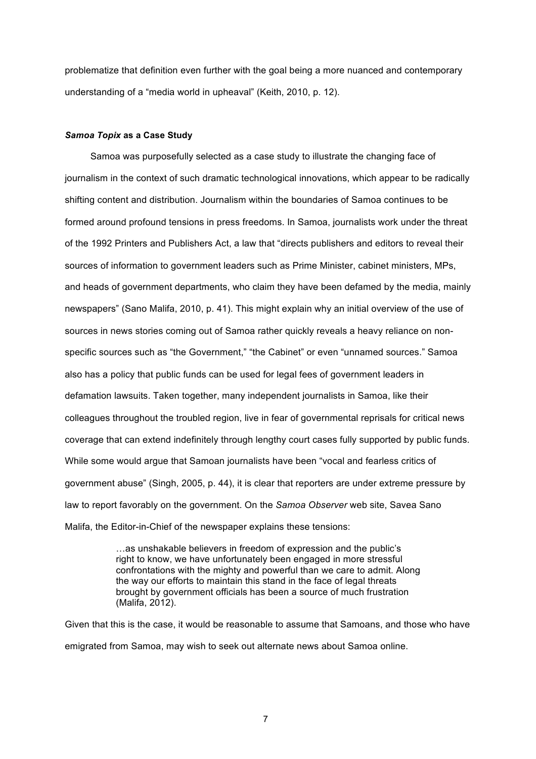problematize that definition even further with the goal being a more nuanced and contemporary understanding of a "media world in upheaval" (Keith, 2010, p. 12).

### ***Samoa Topix* as a Case Study**

Samoa was purposefully selected as a case study to illustrate the changing face of journalism in the context of such dramatic technological innovations, which appear to be radically shifting content and distribution. Journalism within the boundaries of Samoa continues to be formed around profound tensions in press freedoms. In Samoa, journalists work under the threat of the 1992 Printers and Publishers Act, a law that "directs publishers and editors to reveal their sources of information to government leaders such as Prime Minister, cabinet ministers, MPs, and heads of government departments, who claim they have been defamed by the media, mainly newspapers" (Sano Malifa, 2010, p. 41). This might explain why an initial overview of the use of sources in news stories coming out of Samoa rather quickly reveals a heavy reliance on non-specific sources such as "the Government," "the Cabinet" or even "unnamed sources." Samoa also has a policy that public funds can be used for legal fees of government leaders in defamation lawsuits. Taken together, many independent journalists in Samoa, like their colleagues throughout the troubled region, live in fear of governmental reprisals for critical news coverage that can extend indefinitely through lengthy court cases fully supported by public funds. While some would argue that Samoan journalists have been "vocal and fearless critics of government abuse" (Singh, 2005, p. 44), it is clear that reporters are under extreme pressure by law to report favorably on the government. On the *Samoa Observer* web site, Savea Sano Malifa, the Editor-in-Chief of the newspaper explains these tensions:

> …as unshakable believers in freedom of expression and the public's right to know, we have unfortunately been engaged in more stressful confrontations with the mighty and powerful than we care to admit. Along the way our efforts to maintain this stand in the face of legal threats brought by government officials has been a source of much frustration (Malifa, 2012).

Given that this is the case, it would be reasonable to assume that Samoans, and those who have emigrated from Samoa, may wish to seek out alternate news about Samoa online.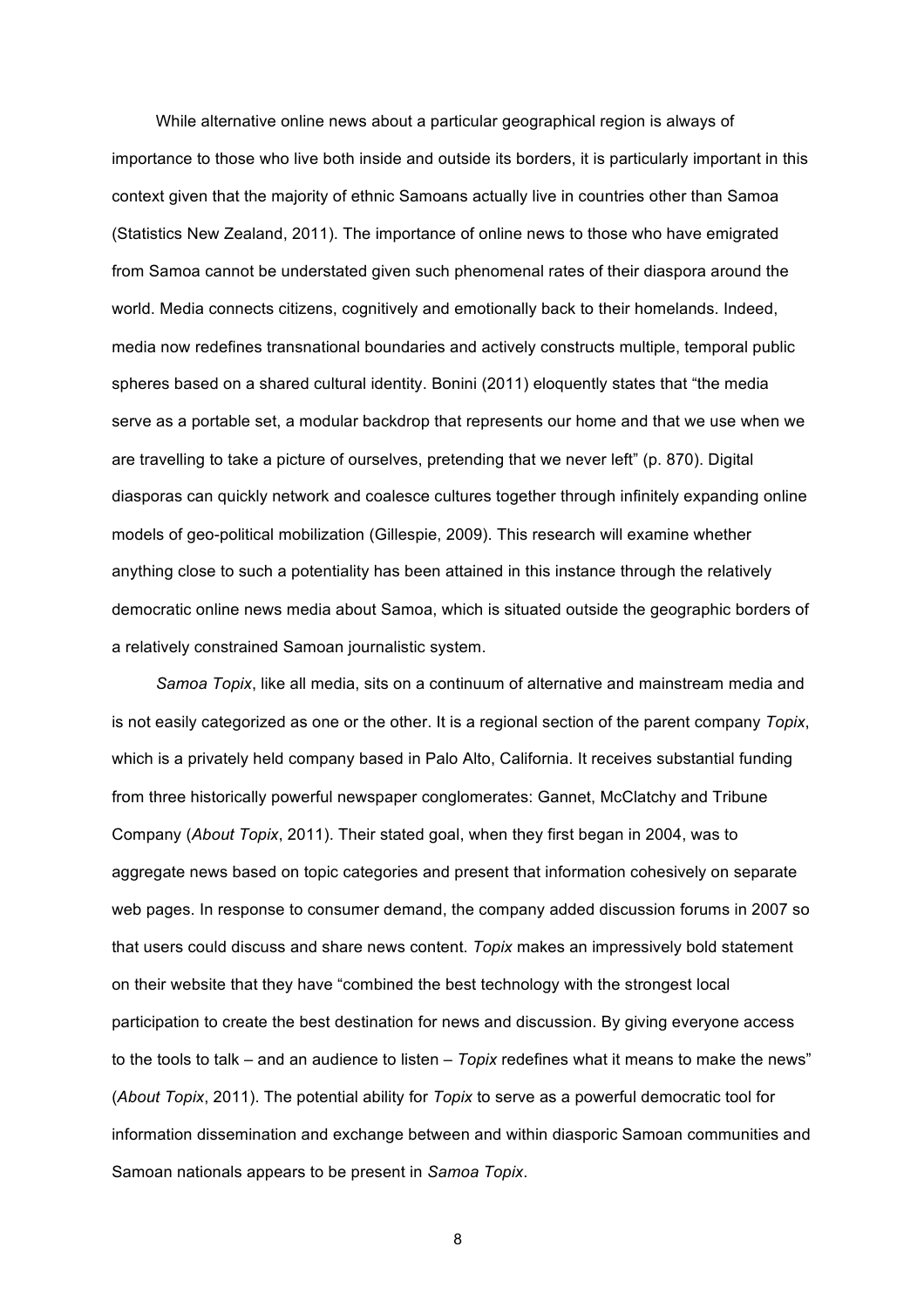While alternative online news about a particular geographical region is always of importance to those who live both inside and outside its borders, it is particularly important in this context given that the majority of ethnic Samoans actually live in countries other than Samoa (Statistics New Zealand, 2011). The importance of online news to those who have emigrated from Samoa cannot be understated given such phenomenal rates of their diaspora around the world. Media connects citizens, cognitively and emotionally back to their homelands. Indeed, media now redefines transnational boundaries and actively constructs multiple, temporal public spheres based on a shared cultural identity. Bonini (2011) eloquently states that "the media serve as a portable set, a modular backdrop that represents our home and that we use when we are travelling to take a picture of ourselves, pretending that we never left" (p. 870). Digital diasporas can quickly network and coalesce cultures together through infinitely expanding online models of geo-political mobilization (Gillespie, 2009). This research will examine whether anything close to such a potentiality has been attained in this instance through the relatively democratic online news media about Samoa, which is situated outside the geographic borders of a relatively constrained Samoan journalistic system.

*Samoa Topix*, like all media, sits on a continuum of alternative and mainstream media and is not easily categorized as one or the other. It is a regional section of the parent company *Topix*, which is a privately held company based in Palo Alto, California. It receives substantial funding from three historically powerful newspaper conglomerates: Gannet, McClatchy and Tribune Company (*About Topix*, 2011). Their stated goal, when they first began in 2004, was to aggregate news based on topic categories and present that information cohesively on separate web pages. In response to consumer demand, the company added discussion forums in 2007 so that users could discuss and share news content. *Topix* makes an impressively bold statement on their website that they have "combined the best technology with the strongest local participation to create the best destination for news and discussion. By giving everyone access to the tools to talk – and an audience to listen – *Topix* redefines what it means to make the news" (*About Topix*, 2011). The potential ability for *Topix* to serve as a powerful democratic tool for information dissemination and exchange between and within diasporic Samoan communities and Samoan nationals appears to be present in *Samoa Topix*.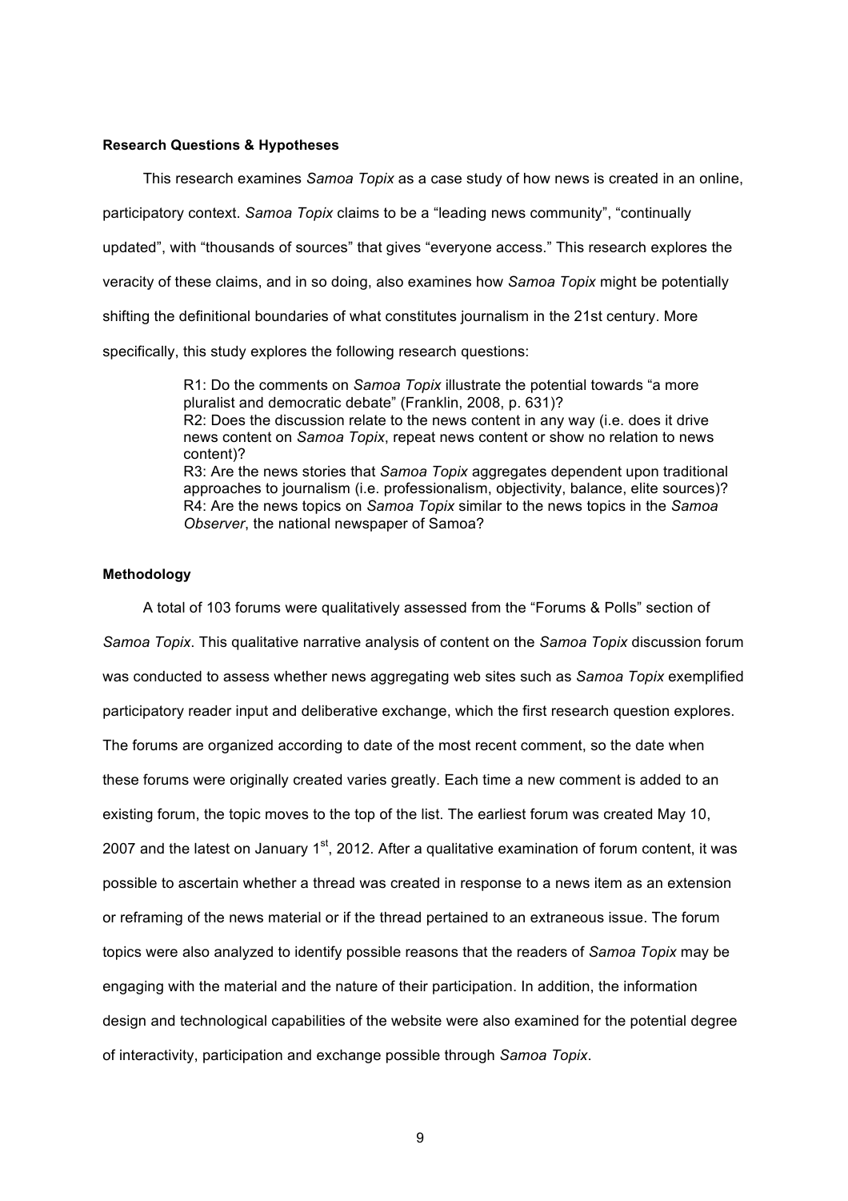**Research Questions & Hypotheses**

This research examines *Samoa Topix* as a case study of how news is created in an online, participatory context. *Samoa Topix* claims to be a "leading news community", "continually updated", with "thousands of sources" that gives "everyone access." This research explores the veracity of these claims, and in so doing, also examines how *Samoa Topix* might be potentially shifting the definitional boundaries of what constitutes journalism in the 21st century. More specifically, this study explores the following research questions:

> R1: Do the comments on *Samoa Topix* illustrate the potential towards "a more pluralist and democratic debate" (Franklin, 2008, p. 631)?
> R2: Does the discussion relate to the news content in any way (i.e. does it drive news content on *Samoa Topix*, repeat news content or show no relation to news content)?
> R3: Are the news stories that *Samoa Topix* aggregates dependent upon traditional approaches to journalism (i.e. professionalism, objectivity, balance, elite sources)?
> R4: Are the news topics on *Samoa Topix* similar to the news topics in the *Samoa Observer*, the national newspaper of Samoa?

**Methodology**

A total of 103 forums were qualitatively assessed from the "Forums & Polls" section of *Samoa Topix*. This qualitative narrative analysis of content on the *Samoa Topix* discussion forum was conducted to assess whether news aggregating web sites such as *Samoa Topix* exemplified participatory reader input and deliberative exchange, which the first research question explores. The forums are organized according to date of the most recent comment, so the date when these forums were originally created varies greatly. Each time a new comment is added to an existing forum, the topic moves to the top of the list. The earliest forum was created May 10, 2007 and the latest on January 1st, 2012. After a qualitative examination of forum content, it was possible to ascertain whether a thread was created in response to a news item as an extension or reframing of the news material or if the thread pertained to an extraneous issue. The forum topics were also analyzed to identify possible reasons that the readers of *Samoa Topix* may be engaging with the material and the nature of their participation. In addition, the information design and technological capabilities of the website were also examined for the potential degree of interactivity, participation and exchange possible through *Samoa Topix*.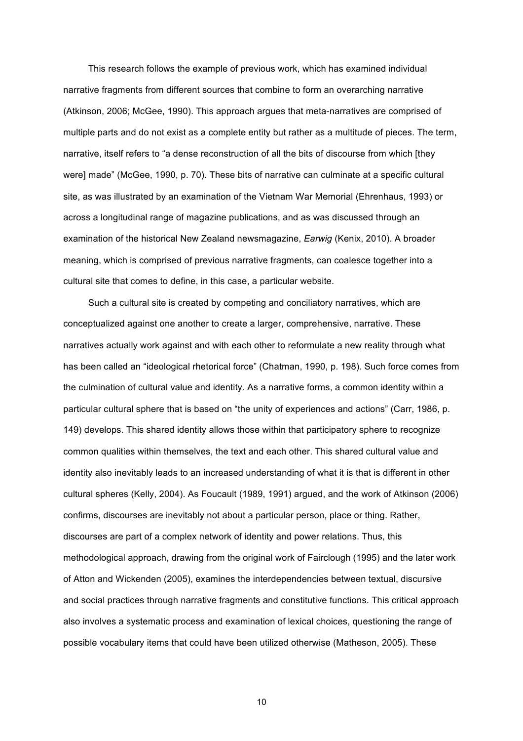This research follows the example of previous work, which has examined individual narrative fragments from different sources that combine to form an overarching narrative (Atkinson, 2006; McGee, 1990). This approach argues that meta-narratives are comprised of multiple parts and do not exist as a complete entity but rather as a multitude of pieces. The term, narrative, itself refers to "a dense reconstruction of all the bits of discourse from which [they were] made" (McGee, 1990, p. 70). These bits of narrative can culminate at a specific cultural site, as was illustrated by an examination of the Vietnam War Memorial (Ehrenhaus, 1993) or across a longitudinal range of magazine publications, and as was discussed through an examination of the historical New Zealand newsmagazine, *Earwig* (Kenix, 2010). A broader meaning, which is comprised of previous narrative fragments, can coalesce together into a cultural site that comes to define, in this case, a particular website.

Such a cultural site is created by competing and conciliatory narratives, which are conceptualized against one another to create a larger, comprehensive, narrative. These narratives actually work against and with each other to reformulate a new reality through what has been called an "ideological rhetorical force" (Chatman, 1990, p. 198). Such force comes from the culmination of cultural value and identity. As a narrative forms, a common identity within a particular cultural sphere that is based on "the unity of experiences and actions" (Carr, 1986, p. 149) develops. This shared identity allows those within that participatory sphere to recognize common qualities within themselves, the text and each other. This shared cultural value and identity also inevitably leads to an increased understanding of what it is that is different in other cultural spheres (Kelly, 2004). As Foucault (1989, 1991) argued, and the work of Atkinson (2006) confirms, discourses are inevitably not about a particular person, place or thing. Rather, discourses are part of a complex network of identity and power relations. Thus, this methodological approach, drawing from the original work of Fairclough (1995) and the later work of Atton and Wickenden (2005), examines the interdependencies between textual, discursive and social practices through narrative fragments and constitutive functions. This critical approach also involves a systematic process and examination of lexical choices, questioning the range of possible vocabulary items that could have been utilized otherwise (Matheson, 2005). These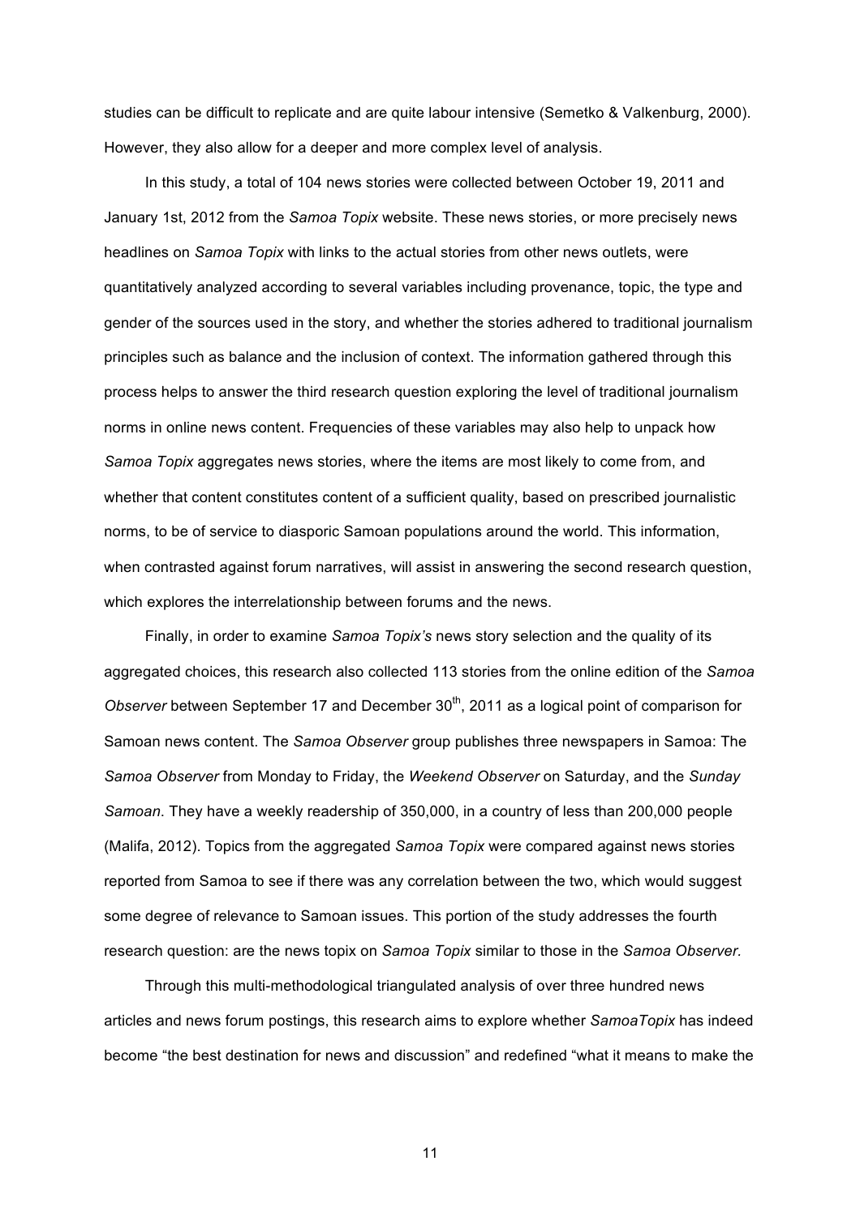studies can be difficult to replicate and are quite labour intensive (Semetko & Valkenburg, 2000). However, they also allow for a deeper and more complex level of analysis.

In this study, a total of 104 news stories were collected between October 19, 2011 and January 1st, 2012 from the *Samoa Topix* website. These news stories, or more precisely news headlines on *Samoa Topix* with links to the actual stories from other news outlets, were quantitatively analyzed according to several variables including provenance, topic, the type and gender of the sources used in the story, and whether the stories adhered to traditional journalism principles such as balance and the inclusion of context. The information gathered through this process helps to answer the third research question exploring the level of traditional journalism norms in online news content. Frequencies of these variables may also help to unpack how *Samoa Topix* aggregates news stories, where the items are most likely to come from, and whether that content constitutes content of a sufficient quality, based on prescribed journalistic norms, to be of service to diasporic Samoan populations around the world. This information, when contrasted against forum narratives, will assist in answering the second research question, which explores the interrelationship between forums and the news.

Finally, in order to examine *Samoa Topix's* news story selection and the quality of its aggregated choices, this research also collected 113 stories from the online edition of the *Samoa Observer* between September 17 and December 30th, 2011 as a logical point of comparison for Samoan news content. The *Samoa Observer* group publishes three newspapers in Samoa: The *Samoa Observer* from Monday to Friday, the *Weekend Observer* on Saturday, and the *Sunday Samoan*. They have a weekly readership of 350,000, in a country of less than 200,000 people (Malifa, 2012). Topics from the aggregated *Samoa Topix* were compared against news stories reported from Samoa to see if there was any correlation between the two, which would suggest some degree of relevance to Samoan issues. This portion of the study addresses the fourth research question: are the news topix on *Samoa Topix* similar to those in the *Samoa Observer.*

Through this multi-methodological triangulated analysis of over three hundred news articles and news forum postings, this research aims to explore whether *SamoaTopix* has indeed become "the best destination for news and discussion" and redefined "what it means to make the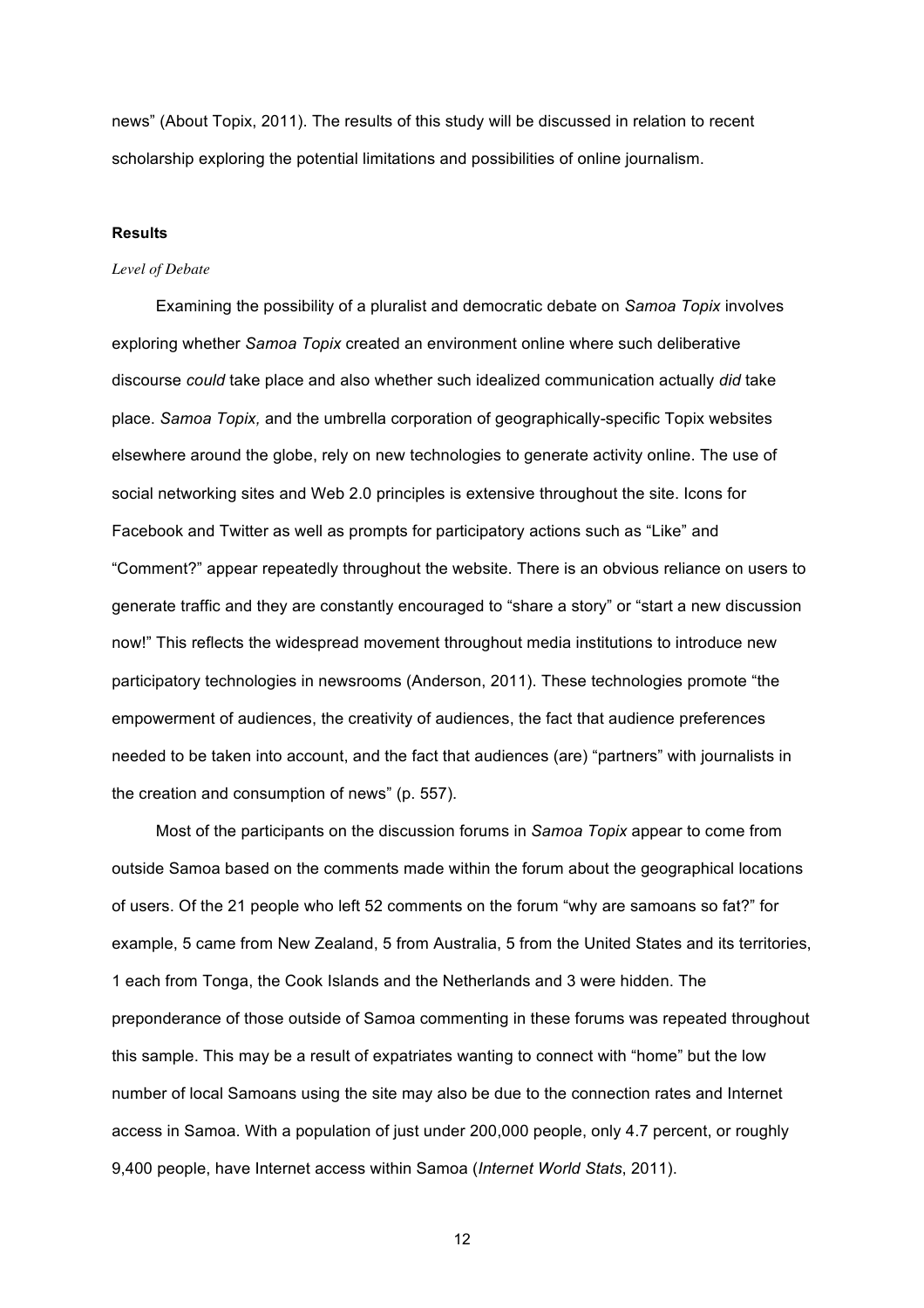news" (About Topix, 2011). The results of this study will be discussed in relation to recent scholarship exploring the potential limitations and possibilities of online journalism.

## Results

### *Level of Debate*

Examining the possibility of a pluralist and democratic debate on *Samoa Topix* involves exploring whether *Samoa Topix* created an environment online where such deliberative discourse *could* take place and also whether such idealized communication actually *did* take place. *Samoa Topix,* and the umbrella corporation of geographically-specific Topix websites elsewhere around the globe, rely on new technologies to generate activity online. The use of social networking sites and Web 2.0 principles is extensive throughout the site. Icons for Facebook and Twitter as well as prompts for participatory actions such as "Like" and "Comment?" appear repeatedly throughout the website. There is an obvious reliance on users to generate traffic and they are constantly encouraged to "share a story" or "start a new discussion now!" This reflects the widespread movement throughout media institutions to introduce new participatory technologies in newsrooms (Anderson, 2011). These technologies promote "the empowerment of audiences, the creativity of audiences, the fact that audience preferences needed to be taken into account, and the fact that audiences (are) "partners" with journalists in the creation and consumption of news" (p. 557).

Most of the participants on the discussion forums in *Samoa Topix* appear to come from outside Samoa based on the comments made within the forum about the geographical locations of users. Of the 21 people who left 52 comments on the forum "why are samoans so fat?" for example, 5 came from New Zealand, 5 from Australia, 5 from the United States and its territories, 1 each from Tonga, the Cook Islands and the Netherlands and 3 were hidden. The preponderance of those outside of Samoa commenting in these forums was repeated throughout this sample. This may be a result of expatriates wanting to connect with "home" but the low number of local Samoans using the site may also be due to the connection rates and Internet access in Samoa. With a population of just under 200,000 people, only 4.7 percent, or roughly 9,400 people, have Internet access within Samoa (*Internet World Stats*, 2011).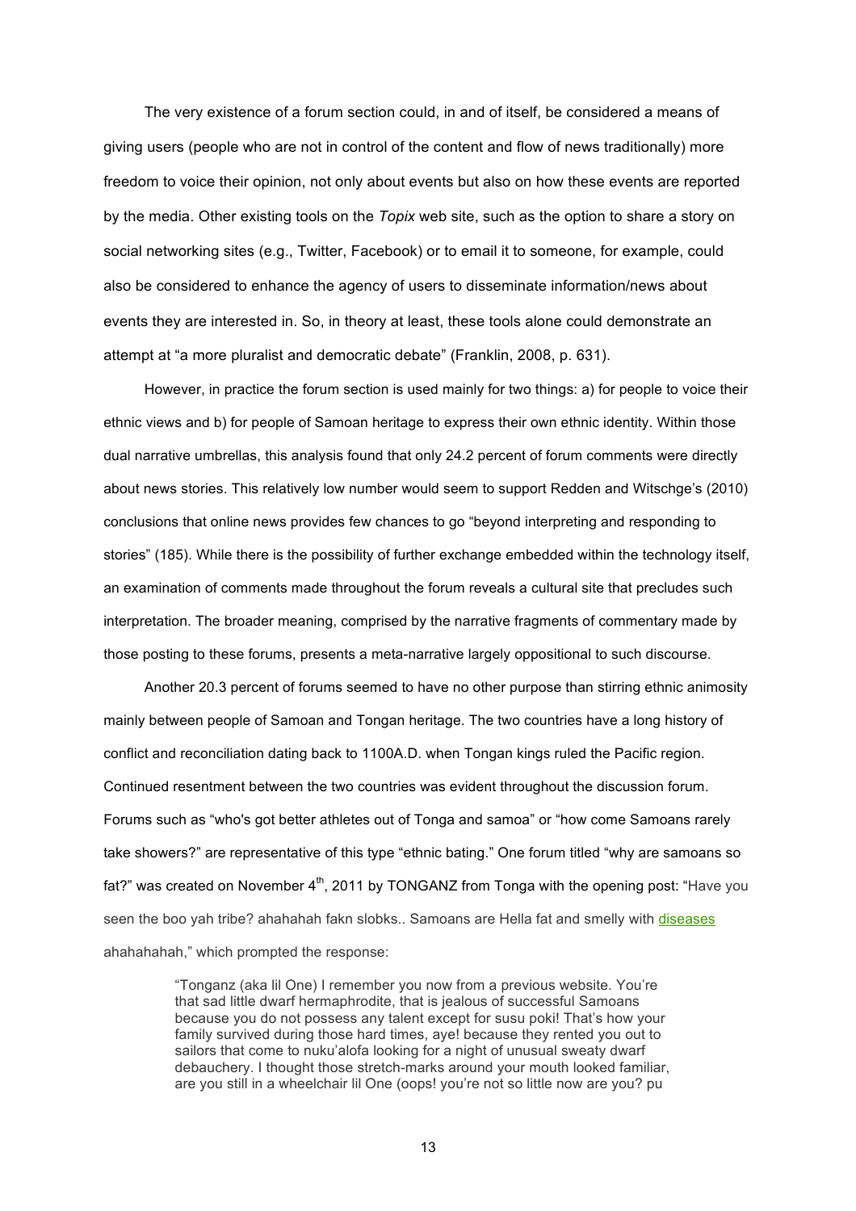The very existence of a forum section could, in and of itself, be considered a means of giving users (people who are not in control of the content and flow of news traditionally) more freedom to voice their opinion, not only about events but also on how these events are reported by the media. Other existing tools on the *Topix* web site, such as the option to share a story on social networking sites (e.g., Twitter, Facebook) or to email it to someone, for example, could also be considered to enhance the agency of users to disseminate information/news about events they are interested in. So, in theory at least, these tools alone could demonstrate an attempt at "a more pluralist and democratic debate" (Franklin, 2008, p. 631).

However, in practice the forum section is used mainly for two things: a) for people to voice their ethnic views and b) for people of Samoan heritage to express their own ethnic identity. Within those dual narrative umbrellas, this analysis found that only 24.2 percent of forum comments were directly about news stories. This relatively low number would seem to support Redden and Witschge's (2010) conclusions that online news provides few chances to go "beyond interpreting and responding to stories" (185). While there is the possibility of further exchange embedded within the technology itself, an examination of comments made throughout the forum reveals a cultural site that precludes such interpretation. The broader meaning, comprised by the narrative fragments of commentary made by those posting to these forums, presents a meta-narrative largely oppositional to such discourse.

Another 20.3 percent of forums seemed to have no other purpose than stirring ethnic animosity mainly between people of Samoan and Tongan heritage. The two countries have a long history of conflict and reconciliation dating back to 1100A.D. when Tongan kings ruled the Pacific region. Continued resentment between the two countries was evident throughout the discussion forum. Forums such as "who's got better athletes out of Tonga and samoa" or "how come Samoans rarely take showers?" are representative of this type "ethnic bating." One forum titled "why are samoans so fat?" was created on November 4th, 2011 by TONGANZ from Tonga with the opening post: "Have you seen the boo yah tribe? ahahahah fakn slobks.. Samoans are Hella fat and smelly with diseases ahahahahah," which prompted the response:

> "Tonganz (aka lil One) I remember you now from a previous website. You're that sad little dwarf hermaphrodite, that is jealous of successful Samoans because you do not possess any talent except for susu poki! That's how your family survived during those hard times, aye! because they rented you out to sailors that come to nuku'alofa looking for a night of unusual sweaty dwarf debauchery. I thought those stretch-marks around your mouth looked familiar, are you still in a wheelchair lil One (oops! you're not so little now are you? pu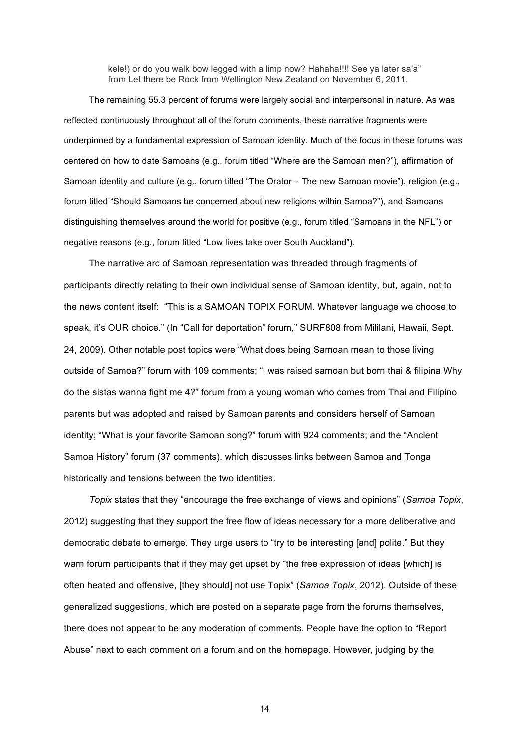> kele!) or do you walk bow legged with a limp now? Hahaha!!!! See ya later sa'a" from Let there be Rock from Wellington New Zealand on November 6, 2011.

The remaining 55.3 percent of forums were largely social and interpersonal in nature. As was reflected continuously throughout all of the forum comments, these narrative fragments were underpinned by a fundamental expression of Samoan identity. Much of the focus in these forums was centered on how to date Samoans (e.g., forum titled "Where are the Samoan men?"), affirmation of Samoan identity and culture (e.g., forum titled "The Orator – The new Samoan movie"), religion (e.g., forum titled "Should Samoans be concerned about new religions within Samoa?"), and Samoans distinguishing themselves around the world for positive (e.g., forum titled "Samoans in the NFL") or negative reasons (e.g., forum titled "Low lives take over South Auckland").

The narrative arc of Samoan representation was threaded through fragments of participants directly relating to their own individual sense of Samoan identity, but, again, not to the news content itself: "This is a SAMOAN TOPIX FORUM. Whatever language we choose to speak, it's OUR choice." (In "Call for deportation" forum," SURF808 from Mililani, Hawaii, Sept. 24, 2009). Other notable post topics were "What does being Samoan mean to those living outside of Samoa?" forum with 109 comments; "I was raised samoan but born thai & filipina Why do the sistas wanna fight me 4?" forum from a young woman who comes from Thai and Filipino parents but was adopted and raised by Samoan parents and considers herself of Samoan identity; "What is your favorite Samoan song?" forum with 924 comments; and the "Ancient Samoa History" forum (37 comments), which discusses links between Samoa and Tonga historically and tensions between the two identities.

*Topix* states that they "encourage the free exchange of views and opinions" (*Samoa Topix*, 2012) suggesting that they support the free flow of ideas necessary for a more deliberative and democratic debate to emerge. They urge users to "try to be interesting [and] polite." But they warn forum participants that if they may get upset by "the free expression of ideas [which] is often heated and offensive, [they should] not use Topix" (*Samoa Topix*, 2012). Outside of these generalized suggestions, which are posted on a separate page from the forums themselves, there does not appear to be any moderation of comments. People have the option to "Report Abuse" next to each comment on a forum and on the homepage. However, judging by the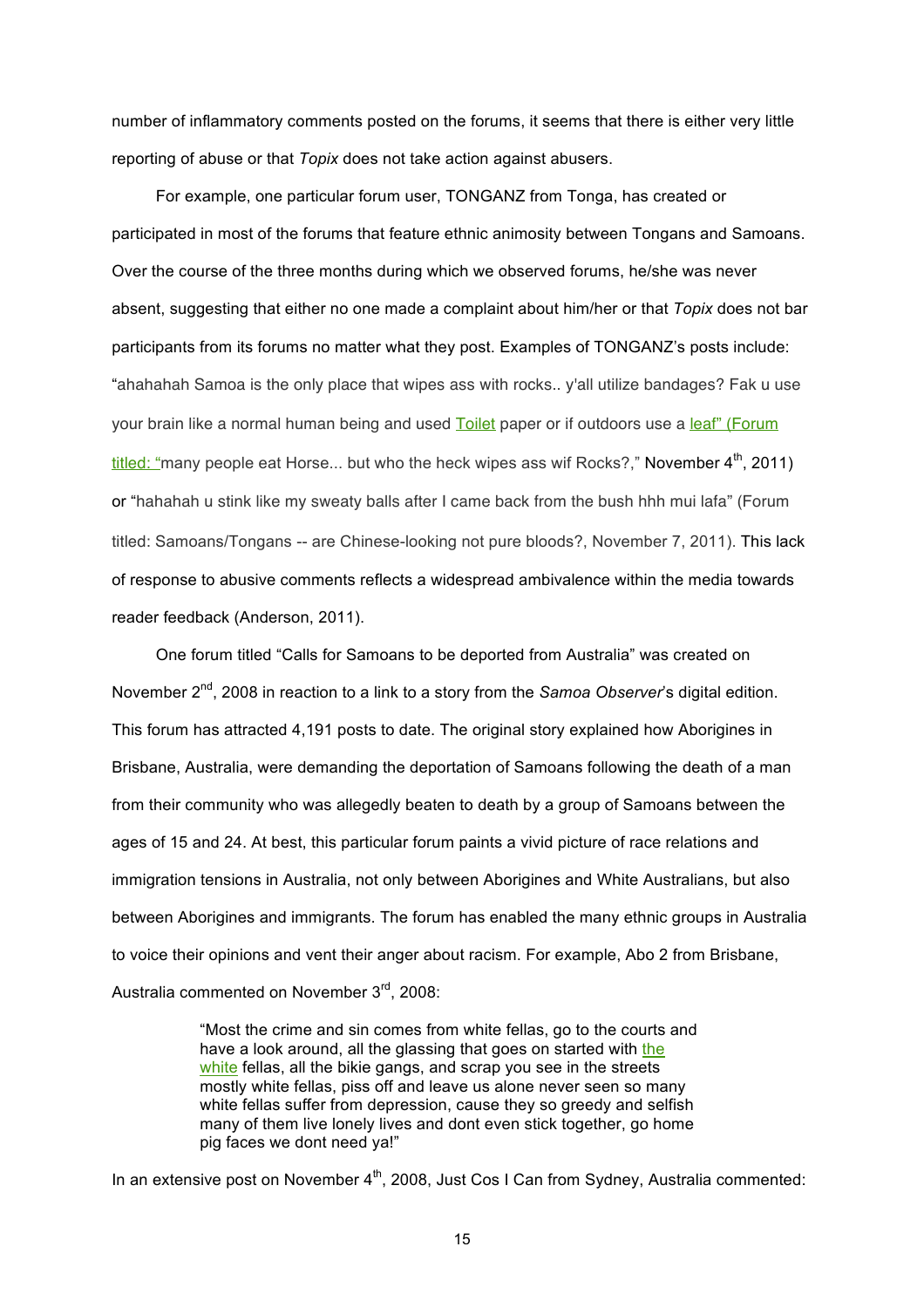number of inflammatory comments posted on the forums, it seems that there is either very little reporting of abuse or that *Topix* does not take action against abusers.

For example, one particular forum user, TONGANZ from Tonga, has created or participated in most of the forums that feature ethnic animosity between Tongans and Samoans. Over the course of the three months during which we observed forums, he/she was never absent, suggesting that either no one made a complaint about him/her or that *Topix* does not bar participants from its forums no matter what they post. Examples of TONGANZ's posts include: "ahahahah Samoa is the only place that wipes ass with rocks.. y'all utilize bandages? Fak u use your brain like a normal human being and used Toilet paper or if outdoors use a leaf" (Forum titled: "many people eat Horse... but who the heck wipes ass wif Rocks?," November 4th, 2011) or "hahahah u stink like my sweaty balls after I came back from the bush hhh mui lafa" (Forum titled: Samoans/Tongans -- are Chinese-looking not pure bloods?, November 7, 2011). This lack of response to abusive comments reflects a widespread ambivalence within the media towards reader feedback (Anderson, 2011).

One forum titled "Calls for Samoans to be deported from Australia" was created on November 2nd, 2008 in reaction to a link to a story from the *Samoa Observer*'s digital edition. This forum has attracted 4,191 posts to date. The original story explained how Aborigines in Brisbane, Australia, were demanding the deportation of Samoans following the death of a man from their community who was allegedly beaten to death by a group of Samoans between the ages of 15 and 24. At best, this particular forum paints a vivid picture of race relations and immigration tensions in Australia, not only between Aborigines and White Australians, but also between Aborigines and immigrants. The forum has enabled the many ethnic groups in Australia to voice their opinions and vent their anger about racism. For example, Abo 2 from Brisbane, Australia commented on November 3rd, 2008:

> "Most the crime and sin comes from white fellas, go to the courts and have a look around, all the glassing that goes on started with the white fellas, all the bikie gangs, and scrap you see in the streets mostly white fellas, piss off and leave us alone never seen so many white fellas suffer from depression, cause they so greedy and selfish many of them live lonely lives and dont even stick together, go home pig faces we dont need ya!"

In an extensive post on November 4th, 2008, Just Cos I Can from Sydney, Australia commented: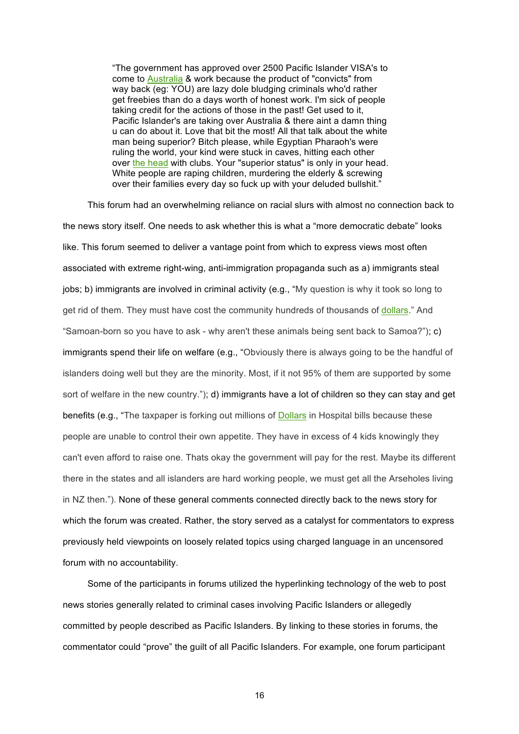> "The government has approved over 2500 Pacific Islander VISA's to come to Australia & work because the product of "convicts" from way back (eg: YOU) are lazy dole bludging criminals who'd rather get freebies than do a days worth of honest work. I'm sick of people taking credit for the actions of those in the past! Get used to it, Pacific Islander's are taking over Australia & there aint a damn thing u can do about it. Love that bit the most! All that talk about the white man being superior? Bitch please, while Egyptian Pharaoh's were ruling the world, your kind were stuck in caves, hitting each other over the head with clubs. Your "superior status" is only in your head. White people are raping children, murdering the elderly & screwing over their families every day so fuck up with your deluded bullshit."

This forum had an overwhelming reliance on racial slurs with almost no connection back to the news story itself. One needs to ask whether this is what a "more democratic debate" looks like. This forum seemed to deliver a vantage point from which to express views most often associated with extreme right-wing, anti-immigration propaganda such as a) immigrants steal jobs; b) immigrants are involved in criminal activity (e.g., "My question is why it took so long to get rid of them. They must have cost the community hundreds of thousands of dollars." And "Samoan-born so you have to ask - why aren't these animals being sent back to Samoa?"); c) immigrants spend their life on welfare (e.g., "Obviously there is always going to be the handful of islanders doing well but they are the minority. Most, if it not 95% of them are supported by some sort of welfare in the new country."); d) immigrants have a lot of children so they can stay and get benefits (e.g., "The taxpaper is forking out millions of Dollars in Hospital bills because these people are unable to control their own appetite. They have in excess of 4 kids knowingly they can't even afford to raise one. Thats okay the government will pay for the rest. Maybe its different there in the states and all islanders are hard working people, we must get all the Arseholes living in NZ then."). None of these general comments connected directly back to the news story for which the forum was created. Rather, the story served as a catalyst for commentators to express previously held viewpoints on loosely related topics using charged language in an uncensored forum with no accountability.

Some of the participants in forums utilized the hyperlinking technology of the web to post news stories generally related to criminal cases involving Pacific Islanders or allegedly committed by people described as Pacific Islanders. By linking to these stories in forums, the commentator could "prove" the guilt of all Pacific Islanders. For example, one forum participant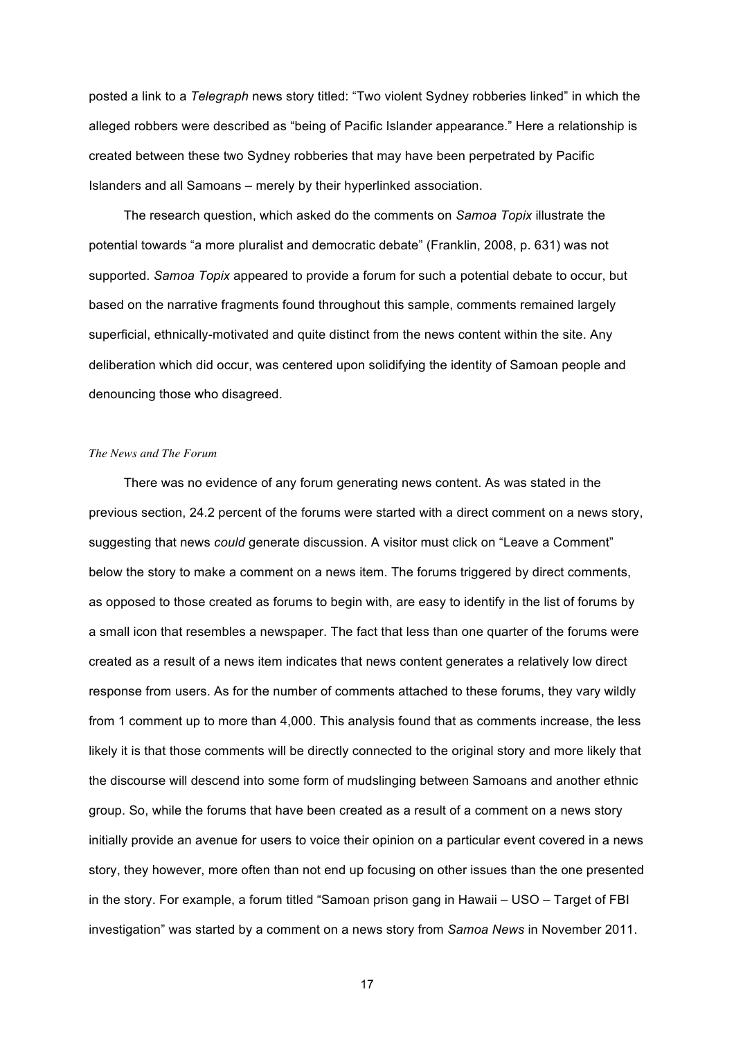posted a link to a *Telegraph* news story titled: "Two violent Sydney robberies linked" in which the alleged robbers were described as "being of Pacific Islander appearance." Here a relationship is created between these two Sydney robberies that may have been perpetrated by Pacific Islanders and all Samoans – merely by their hyperlinked association.

The research question, which asked do the comments on *Samoa Topix* illustrate the potential towards "a more pluralist and democratic debate" (Franklin, 2008, p. 631) was not supported. *Samoa Topix* appeared to provide a forum for such a potential debate to occur, but based on the narrative fragments found throughout this sample, comments remained largely superficial, ethnically-motivated and quite distinct from the news content within the site. Any deliberation which did occur, was centered upon solidifying the identity of Samoan people and denouncing those who disagreed.

### *The News and The Forum*

There was no evidence of any forum generating news content. As was stated in the previous section, 24.2 percent of the forums were started with a direct comment on a news story, suggesting that news *could* generate discussion. A visitor must click on "Leave a Comment" below the story to make a comment on a news item. The forums triggered by direct comments, as opposed to those created as forums to begin with, are easy to identify in the list of forums by a small icon that resembles a newspaper. The fact that less than one quarter of the forums were created as a result of a news item indicates that news content generates a relatively low direct response from users. As for the number of comments attached to these forums, they vary wildly from 1 comment up to more than 4,000. This analysis found that as comments increase, the less likely it is that those comments will be directly connected to the original story and more likely that the discourse will descend into some form of mudslinging between Samoans and another ethnic group. So, while the forums that have been created as a result of a comment on a news story initially provide an avenue for users to voice their opinion on a particular event covered in a news story, they however, more often than not end up focusing on other issues than the one presented in the story. For example, a forum titled "Samoan prison gang in Hawaii – USO – Target of FBI investigation" was started by a comment on a news story from *Samoa News* in November 2011.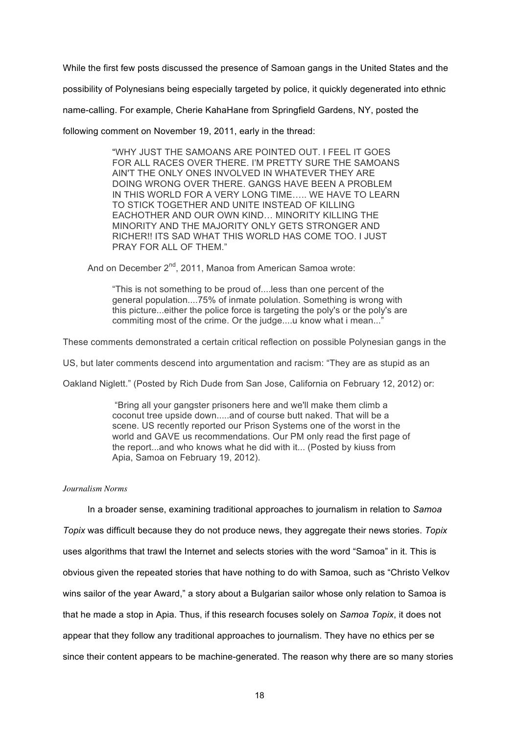While the first few posts discussed the presence of Samoan gangs in the United States and the possibility of Polynesians being especially targeted by police, it quickly degenerated into ethnic name-calling. For example, Cherie KahaHane from Springfield Gardens, NY, posted the following comment on November 19, 2011, early in the thread:

> "WHY JUST THE SAMOANS ARE POINTED OUT. I FEEL IT GOES FOR ALL RACES OVER THERE. I'M PRETTY SURE THE SAMOANS AIN'T THE ONLY ONES INVOLVED IN WHATEVER THEY ARE DOING WRONG OVER THERE. GANGS HAVE BEEN A PROBLEM IN THIS WORLD FOR A VERY LONG TIME….. WE HAVE TO LEARN TO STICK TOGETHER AND UNITE INSTEAD OF KILLING EACHOTHER AND OUR OWN KIND… MINORITY KILLING THE MINORITY AND THE MAJORITY ONLY GETS STRONGER AND RICHER!! ITS SAD WHAT THIS WORLD HAS COME TOO. I JUST PRAY FOR ALL OF THEM."

And on December 2nd, 2011, Manoa from American Samoa wrote:

> "This is not something to be proud of....less than one percent of the general population....75% of inmate polulation. Something is wrong with this picture...either the police force is targeting the poly's or the poly's are commiting most of the crime. Or the judge....u know what i mean..."

These comments demonstrated a certain critical reflection on possible Polynesian gangs in the US, but later comments descend into argumentation and racism: "They are as stupid as an Oakland Niglett." (Posted by Rich Dude from San Jose, California on February 12, 2012) or:

> "Bring all your gangster prisoners here and we'll make them climb a coconut tree upside down.....and of course butt naked. That will be a scene. US recently reported our Prison Systems one of the worst in the world and GAVE us recommendations. Our PM only read the first page of the report...and who knows what he did with it... (Posted by kiuss from Apia, Samoa on February 19, 2012).

*Journalism Norms*

In a broader sense, examining traditional approaches to journalism in relation to *Samoa Topix* was difficult because they do not produce news, they aggregate their news stories. *Topix* uses algorithms that trawl the Internet and selects stories with the word "Samoa" in it. This is obvious given the repeated stories that have nothing to do with Samoa, such as "Christo Velkov wins sailor of the year Award," a story about a Bulgarian sailor whose only relation to Samoa is that he made a stop in Apia. Thus, if this research focuses solely on *Samoa Topix*, it does not appear that they follow any traditional approaches to journalism. They have no ethics per se since their content appears to be machine-generated. The reason why there are so many stories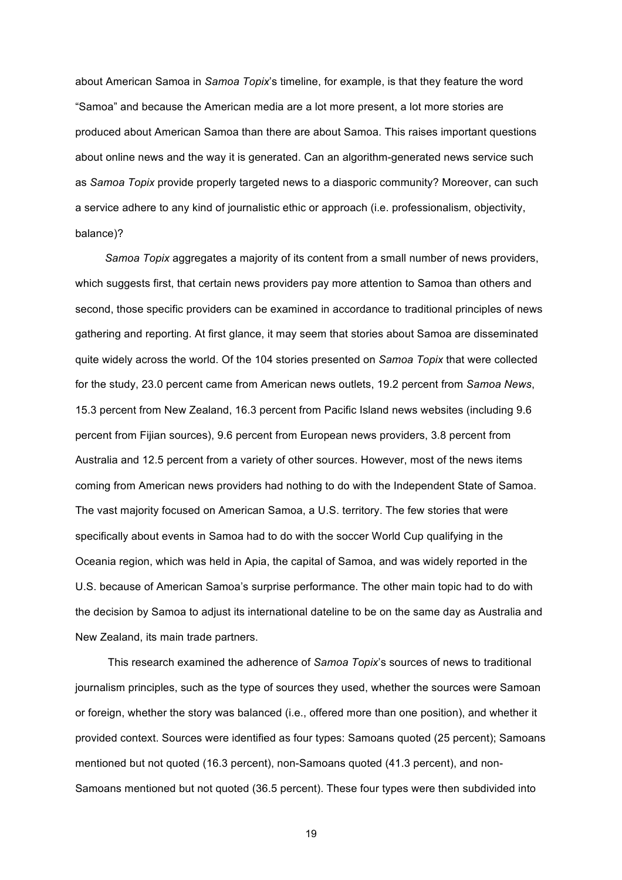about American Samoa in *Samoa Topix*'s timeline, for example, is that they feature the word "Samoa" and because the American media are a lot more present, a lot more stories are produced about American Samoa than there are about Samoa. This raises important questions about online news and the way it is generated. Can an algorithm-generated news service such as *Samoa Topix* provide properly targeted news to a diasporic community? Moreover, can such a service adhere to any kind of journalistic ethic or approach (i.e. professionalism, objectivity, balance)?

*Samoa Topix* aggregates a majority of its content from a small number of news providers, which suggests first, that certain news providers pay more attention to Samoa than others and second, those specific providers can be examined in accordance to traditional principles of news gathering and reporting. At first glance, it may seem that stories about Samoa are disseminated quite widely across the world. Of the 104 stories presented on *Samoa Topix* that were collected for the study, 23.0 percent came from American news outlets, 19.2 percent from *Samoa News*, 15.3 percent from New Zealand, 16.3 percent from Pacific Island news websites (including 9.6 percent from Fijian sources), 9.6 percent from European news providers, 3.8 percent from Australia and 12.5 percent from a variety of other sources. However, most of the news items coming from American news providers had nothing to do with the Independent State of Samoa. The vast majority focused on American Samoa, a U.S. territory. The few stories that were specifically about events in Samoa had to do with the soccer World Cup qualifying in the Oceania region, which was held in Apia, the capital of Samoa, and was widely reported in the U.S. because of American Samoa's surprise performance. The other main topic had to do with the decision by Samoa to adjust its international dateline to be on the same day as Australia and New Zealand, its main trade partners.

This research examined the adherence of *Samoa Topix*'s sources of news to traditional journalism principles, such as the type of sources they used, whether the sources were Samoan or foreign, whether the story was balanced (i.e., offered more than one position), and whether it provided context. Sources were identified as four types: Samoans quoted (25 percent); Samoans mentioned but not quoted (16.3 percent), non-Samoans quoted (41.3 percent), and non-Samoans mentioned but not quoted (36.5 percent). These four types were then subdivided into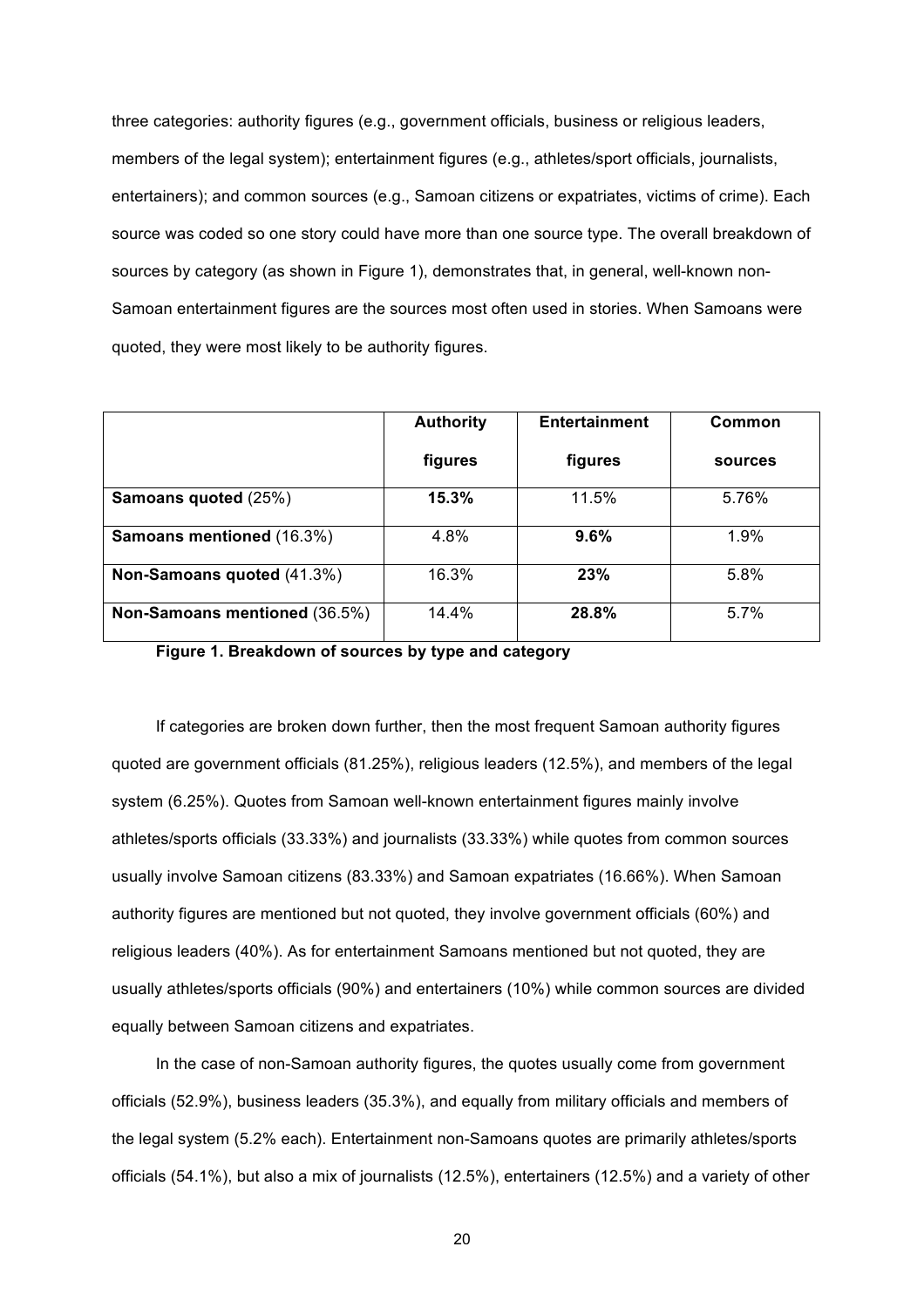three categories: authority figures (e.g., government officials, business or religious leaders, members of the legal system); entertainment figures (e.g., athletes/sport officials, journalists, entertainers); and common sources (e.g., Samoan citizens or expatriates, victims of crime). Each source was coded so one story could have more than one source type. The overall breakdown of sources by category (as shown in Figure 1), demonstrates that, in general, well-known non-Samoan entertainment figures are the sources most often used in stories. When Samoans were quoted, they were most likely to be authority figures.

| | Authority figures | Entertainment figures | Common sources |
|---|---|---|---|
| **Samoans quoted** (25%) | **15.3%** | 11.5% | 5.76% |
| **Samoans mentioned** (16.3%) | 4.8% | **9.6%** | 1.9% |
| **Non-Samoans quoted** (41.3%) | 16.3% | **23%** | 5.8% |
| **Non-Samoans mentioned** (36.5%) | 14.4% | **28.8%** | 5.7% |

**Figure 1. Breakdown of sources by type and category**

If categories are broken down further, then the most frequent Samoan authority figures quoted are government officials (81.25%), religious leaders (12.5%), and members of the legal system (6.25%). Quotes from Samoan well-known entertainment figures mainly involve athletes/sports officials (33.33%) and journalists (33.33%) while quotes from common sources usually involve Samoan citizens (83.33%) and Samoan expatriates (16.66%). When Samoan authority figures are mentioned but not quoted, they involve government officials (60%) and religious leaders (40%). As for entertainment Samoans mentioned but not quoted, they are usually athletes/sports officials (90%) and entertainers (10%) while common sources are divided equally between Samoan citizens and expatriates.

In the case of non-Samoan authority figures, the quotes usually come from government officials (52.9%), business leaders (35.3%), and equally from military officials and members of the legal system (5.2% each). Entertainment non-Samoans quotes are primarily athletes/sports officials (54.1%), but also a mix of journalists (12.5%), entertainers (12.5%) and a variety of other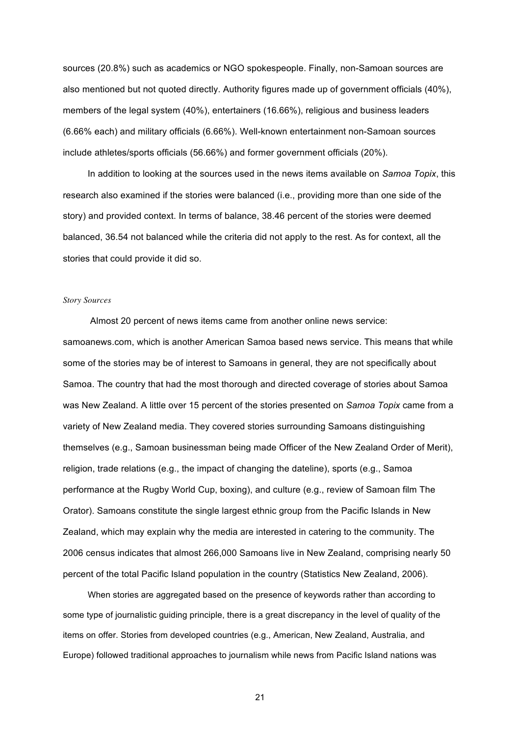sources (20.8%) such as academics or NGO spokespeople. Finally, non-Samoan sources are also mentioned but not quoted directly. Authority figures made up of government officials (40%), members of the legal system (40%), entertainers (16.66%), religious and business leaders (6.66% each) and military officials (6.66%). Well-known entertainment non-Samoan sources include athletes/sports officials (56.66%) and former government officials (20%).

In addition to looking at the sources used in the news items available on *Samoa Topix*, this research also examined if the stories were balanced (i.e., providing more than one side of the story) and provided context. In terms of balance, 38.46 percent of the stories were deemed balanced, 36.54 not balanced while the criteria did not apply to the rest. As for context, all the stories that could provide it did so.

### *Story Sources*

Almost 20 percent of news items came from another online news service: samoanews.com, which is another American Samoa based news service. This means that while some of the stories may be of interest to Samoans in general, they are not specifically about Samoa. The country that had the most thorough and directed coverage of stories about Samoa was New Zealand. A little over 15 percent of the stories presented on *Samoa Topix* came from a variety of New Zealand media. They covered stories surrounding Samoans distinguishing themselves (e.g., Samoan businessman being made Officer of the New Zealand Order of Merit), religion, trade relations (e.g., the impact of changing the dateline), sports (e.g., Samoa performance at the Rugby World Cup, boxing), and culture (e.g., review of Samoan film The Orator). Samoans constitute the single largest ethnic group from the Pacific Islands in New Zealand, which may explain why the media are interested in catering to the community. The 2006 census indicates that almost 266,000 Samoans live in New Zealand, comprising nearly 50 percent of the total Pacific Island population in the country (Statistics New Zealand, 2006).

When stories are aggregated based on the presence of keywords rather than according to some type of journalistic guiding principle, there is a great discrepancy in the level of quality of the items on offer. Stories from developed countries (e.g., American, New Zealand, Australia, and Europe) followed traditional approaches to journalism while news from Pacific Island nations was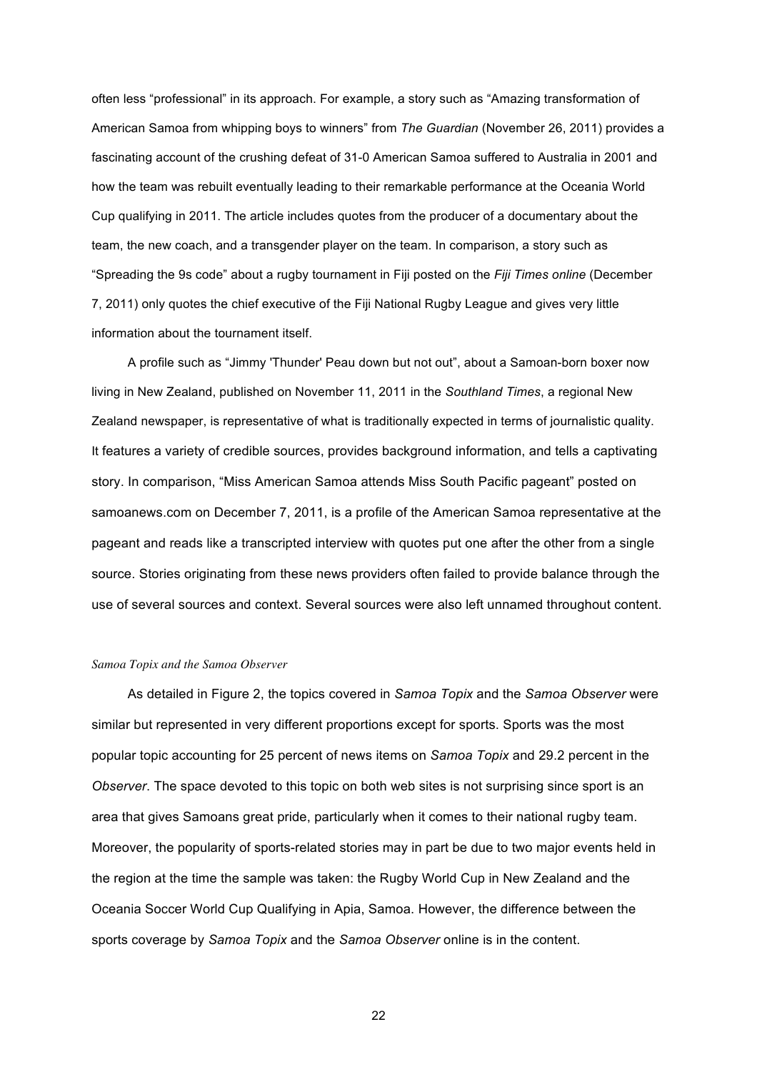often less “professional” in its approach. For example, a story such as “Amazing transformation of American Samoa from whipping boys to winners” from *The Guardian* (November 26, 2011) provides a fascinating account of the crushing defeat of 31-0 American Samoa suffered to Australia in 2001 and how the team was rebuilt eventually leading to their remarkable performance at the Oceania World Cup qualifying in 2011. The article includes quotes from the producer of a documentary about the team, the new coach, and a transgender player on the team. In comparison, a story such as “Spreading the 9s code” about a rugby tournament in Fiji posted on the *Fiji Times online* (December 7, 2011) only quotes the chief executive of the Fiji National Rugby League and gives very little information about the tournament itself.

A profile such as “Jimmy 'Thunder' Peau down but not out”, about a Samoan-born boxer now living in New Zealand, published on November 11, 2011 in the *Southland Times*, a regional New Zealand newspaper, is representative of what is traditionally expected in terms of journalistic quality. It features a variety of credible sources, provides background information, and tells a captivating story. In comparison, “Miss American Samoa attends Miss South Pacific pageant” posted on samoanews.com on December 7, 2011, is a profile of the American Samoa representative at the pageant and reads like a transcripted interview with quotes put one after the other from a single source. Stories originating from these news providers often failed to provide balance through the use of several sources and context. Several sources were also left unnamed throughout content.

### *Samoa Topix and the Samoa Observer*

As detailed in Figure 2, the topics covered in *Samoa Topix* and the *Samoa Observer* were similar but represented in very different proportions except for sports. Sports was the most popular topic accounting for 25 percent of news items on *Samoa Topix* and 29.2 percent in the *Observer*. The space devoted to this topic on both web sites is not surprising since sport is an area that gives Samoans great pride, particularly when it comes to their national rugby team. Moreover, the popularity of sports-related stories may in part be due to two major events held in the region at the time the sample was taken: the Rugby World Cup in New Zealand and the Oceania Soccer World Cup Qualifying in Apia, Samoa. However, the difference between the sports coverage by *Samoa Topix* and the *Samoa Observer* online is in the content.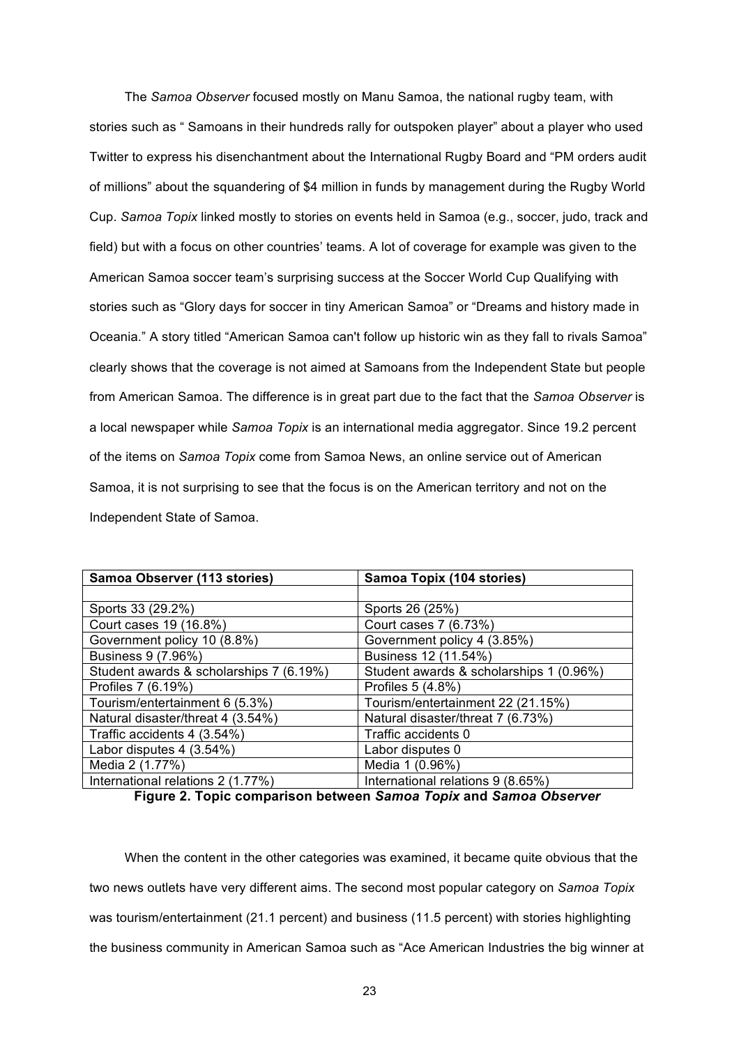The *Samoa Observer* focused mostly on Manu Samoa, the national rugby team, with stories such as " Samoans in their hundreds rally for outspoken player" about a player who used Twitter to express his disenchantment about the International Rugby Board and "PM orders audit of millions" about the squandering of $4 million in funds by management during the Rugby World Cup. *Samoa Topix* linked mostly to stories on events held in Samoa (e.g., soccer, judo, track and field) but with a focus on other countries' teams. A lot of coverage for example was given to the American Samoa soccer team's surprising success at the Soccer World Cup Qualifying with stories such as "Glory days for soccer in tiny American Samoa" or "Dreams and history made in Oceania." A story titled "American Samoa can't follow up historic win as they fall to rivals Samoa" clearly shows that the coverage is not aimed at Samoans from the Independent State but people from American Samoa. The difference is in great part due to the fact that the *Samoa Observer* is a local newspaper while *Samoa Topix* is an international media aggregator. Since 19.2 percent of the items on *Samoa Topix* come from Samoa News, an online service out of American Samoa, it is not surprising to see that the focus is on the American territory and not on the Independent State of Samoa.

| Samoa Observer (113 stories) | Samoa Topix (104 stories) |
|---|---|
| | |
| Sports 33 (29.2%) | Sports 26 (25%) |
| Court cases 19 (16.8%) | Court cases 7 (6.73%) |
| Government policy 10 (8.8%) | Government policy 4 (3.85%) |
| Business 9 (7.96%) | Business 12 (11.54%) |
| Student awards & scholarships 7 (6.19%) | Student awards & scholarships 1 (0.96%) |
| Profiles 7 (6.19%) | Profiles 5 (4.8%) |
| Tourism/entertainment 6 (5.3%) | Tourism/entertainment 22 (21.15%) |
| Natural disaster/threat 4 (3.54%) | Natural disaster/threat 7 (6.73%) |
| Traffic accidents 4 (3.54%) | Traffic accidents 0 |
| Labor disputes 4 (3.54%) | Labor disputes 0 |
| Media 2 (1.77%) | Media 1 (0.96%) |
| International relations 2 (1.77%) | International relations 9 (8.65%) |

**Figure 2. Topic comparison between *Samoa Topix* and *Samoa Observer***

When the content in the other categories was examined, it became quite obvious that the two news outlets have very different aims. The second most popular category on *Samoa Topix* was tourism/entertainment (21.1 percent) and business (11.5 percent) with stories highlighting the business community in American Samoa such as "Ace American Industries the big winner at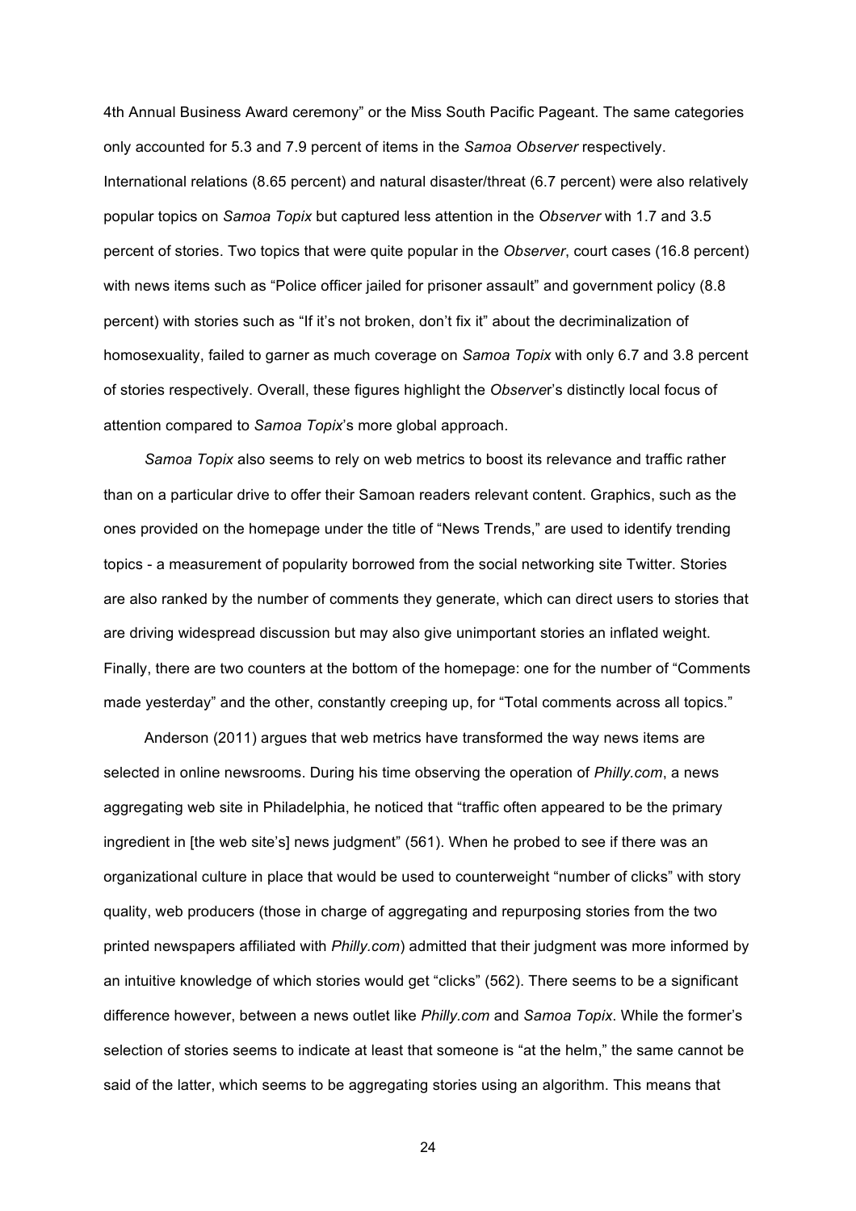4th Annual Business Award ceremony" or the Miss South Pacific Pageant. The same categories only accounted for 5.3 and 7.9 percent of items in the *Samoa Observer* respectively. International relations (8.65 percent) and natural disaster/threat (6.7 percent) were also relatively popular topics on *Samoa Topix* but captured less attention in the *Observer* with 1.7 and 3.5 percent of stories. Two topics that were quite popular in the *Observer*, court cases (16.8 percent) with news items such as "Police officer jailed for prisoner assault" and government policy (8.8 percent) with stories such as "If it's not broken, don't fix it" about the decriminalization of homosexuality, failed to garner as much coverage on *Samoa Topix* with only 6.7 and 3.8 percent of stories respectively. Overall, these figures highlight the *Observer*'s distinctly local focus of attention compared to *Samoa Topix*'s more global approach.

*Samoa Topix* also seems to rely on web metrics to boost its relevance and traffic rather than on a particular drive to offer their Samoan readers relevant content. Graphics, such as the ones provided on the homepage under the title of "News Trends," are used to identify trending topics - a measurement of popularity borrowed from the social networking site Twitter. Stories are also ranked by the number of comments they generate, which can direct users to stories that are driving widespread discussion but may also give unimportant stories an inflated weight. Finally, there are two counters at the bottom of the homepage: one for the number of "Comments made yesterday" and the other, constantly creeping up, for "Total comments across all topics."

Anderson (2011) argues that web metrics have transformed the way news items are selected in online newsrooms. During his time observing the operation of *Philly.com*, a news aggregating web site in Philadelphia, he noticed that "traffic often appeared to be the primary ingredient in [the web site's] news judgment" (561). When he probed to see if there was an organizational culture in place that would be used to counterweight "number of clicks" with story quality, web producers (those in charge of aggregating and repurposing stories from the two printed newspapers affiliated with *Philly.com*) admitted that their judgment was more informed by an intuitive knowledge of which stories would get "clicks" (562). There seems to be a significant difference however, between a news outlet like *Philly.com* and *Samoa Topix*. While the former's selection of stories seems to indicate at least that someone is "at the helm," the same cannot be said of the latter, which seems to be aggregating stories using an algorithm. This means that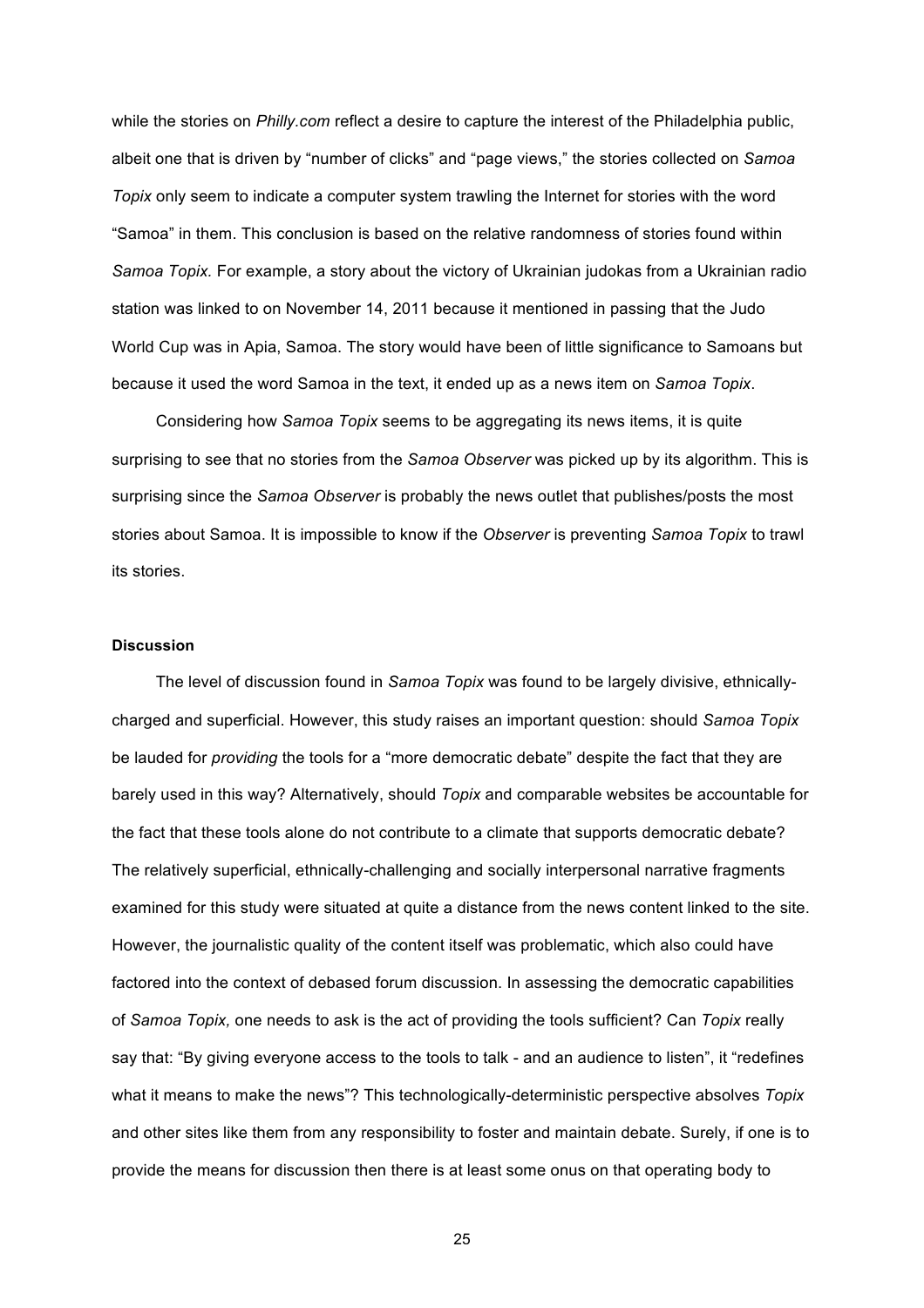while the stories on *Philly.com* reflect a desire to capture the interest of the Philadelphia public, albeit one that is driven by "number of clicks" and "page views," the stories collected on *Samoa Topix* only seem to indicate a computer system trawling the Internet for stories with the word "Samoa" in them. This conclusion is based on the relative randomness of stories found within *Samoa Topix.* For example, a story about the victory of Ukrainian judokas from a Ukrainian radio station was linked to on November 14, 2011 because it mentioned in passing that the Judo World Cup was in Apia, Samoa. The story would have been of little significance to Samoans but because it used the word Samoa in the text, it ended up as a news item on *Samoa Topix*.

Considering how *Samoa Topix* seems to be aggregating its news items, it is quite surprising to see that no stories from the *Samoa Observer* was picked up by its algorithm. This is surprising since the *Samoa Observer* is probably the news outlet that publishes/posts the most stories about Samoa. It is impossible to know if the *Observer* is preventing *Samoa Topix* to trawl its stories.

**Discussion**

The level of discussion found in *Samoa Topix* was found to be largely divisive, ethnically-charged and superficial. However, this study raises an important question: should *Samoa Topix* be lauded for *providing* the tools for a "more democratic debate" despite the fact that they are barely used in this way? Alternatively, should *Topix* and comparable websites be accountable for the fact that these tools alone do not contribute to a climate that supports democratic debate? The relatively superficial, ethnically-challenging and socially interpersonal narrative fragments examined for this study were situated at quite a distance from the news content linked to the site. However, the journalistic quality of the content itself was problematic, which also could have factored into the context of debased forum discussion. In assessing the democratic capabilities of *Samoa Topix,* one needs to ask is the act of providing the tools sufficient? Can *Topix* really say that: "By giving everyone access to the tools to talk - and an audience to listen", it "redefines what it means to make the news"? This technologically-deterministic perspective absolves *Topix* and other sites like them from any responsibility to foster and maintain debate. Surely, if one is to provide the means for discussion then there is at least some onus on that operating body to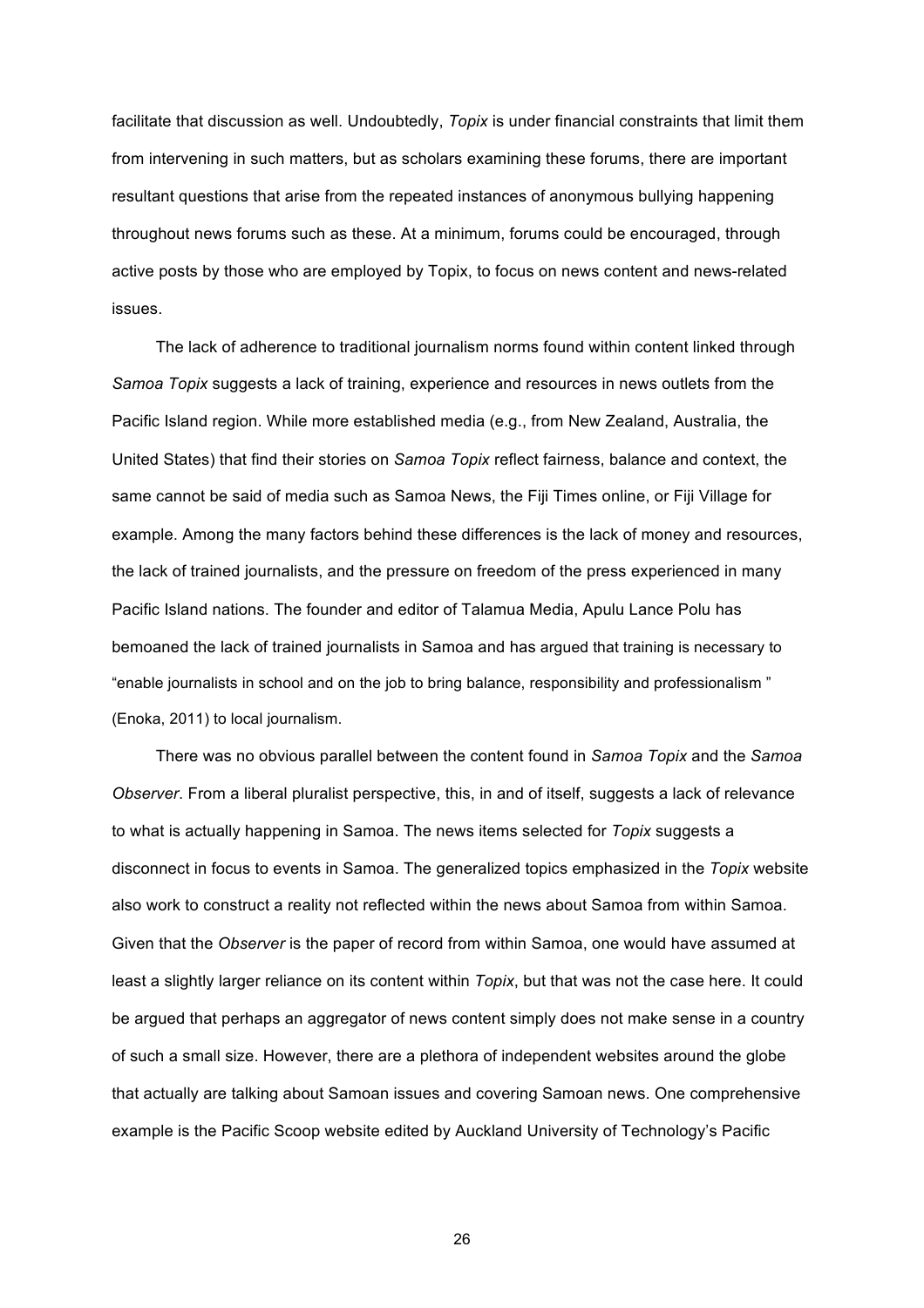facilitate that discussion as well. Undoubtedly, *Topix* is under financial constraints that limit them from intervening in such matters, but as scholars examining these forums, there are important resultant questions that arise from the repeated instances of anonymous bullying happening throughout news forums such as these. At a minimum, forums could be encouraged, through active posts by those who are employed by Topix, to focus on news content and news-related issues.

The lack of adherence to traditional journalism norms found within content linked through *Samoa Topix* suggests a lack of training, experience and resources in news outlets from the Pacific Island region. While more established media (e.g., from New Zealand, Australia, the United States) that find their stories on *Samoa Topix* reflect fairness, balance and context, the same cannot be said of media such as Samoa News, the Fiji Times online, or Fiji Village for example. Among the many factors behind these differences is the lack of money and resources, the lack of trained journalists, and the pressure on freedom of the press experienced in many Pacific Island nations. The founder and editor of Talamua Media, Apulu Lance Polu has bemoaned the lack of trained journalists in Samoa and has argued that training is necessary to "enable journalists in school and on the job to bring balance, responsibility and professionalism " (Enoka, 2011) to local journalism.

There was no obvious parallel between the content found in *Samoa Topix* and the *Samoa Observer*. From a liberal pluralist perspective, this, in and of itself, suggests a lack of relevance to what is actually happening in Samoa. The news items selected for *Topix* suggests a disconnect in focus to events in Samoa. The generalized topics emphasized in the *Topix* website also work to construct a reality not reflected within the news about Samoa from within Samoa. Given that the *Observer* is the paper of record from within Samoa, one would have assumed at least a slightly larger reliance on its content within *Topix*, but that was not the case here. It could be argued that perhaps an aggregator of news content simply does not make sense in a country of such a small size. However, there are a plethora of independent websites around the globe that actually are talking about Samoan issues and covering Samoan news. One comprehensive example is the Pacific Scoop website edited by Auckland University of Technology's Pacific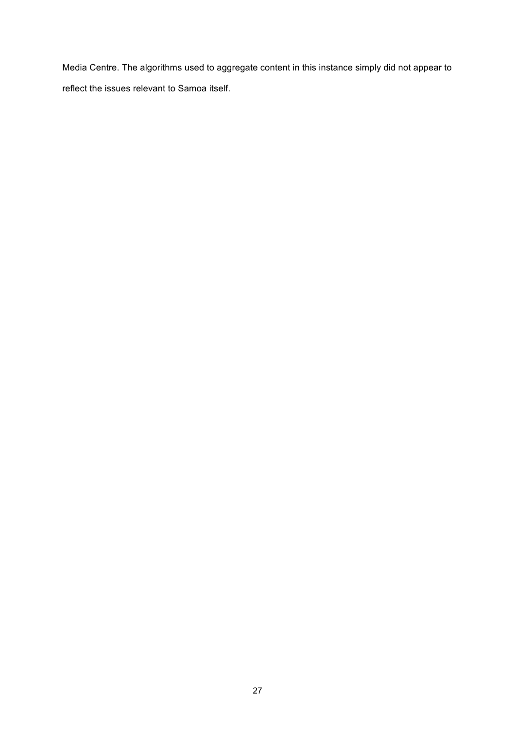Media Centre. The algorithms used to aggregate content in this instance simply did not appear to reflect the issues relevant to Samoa itself.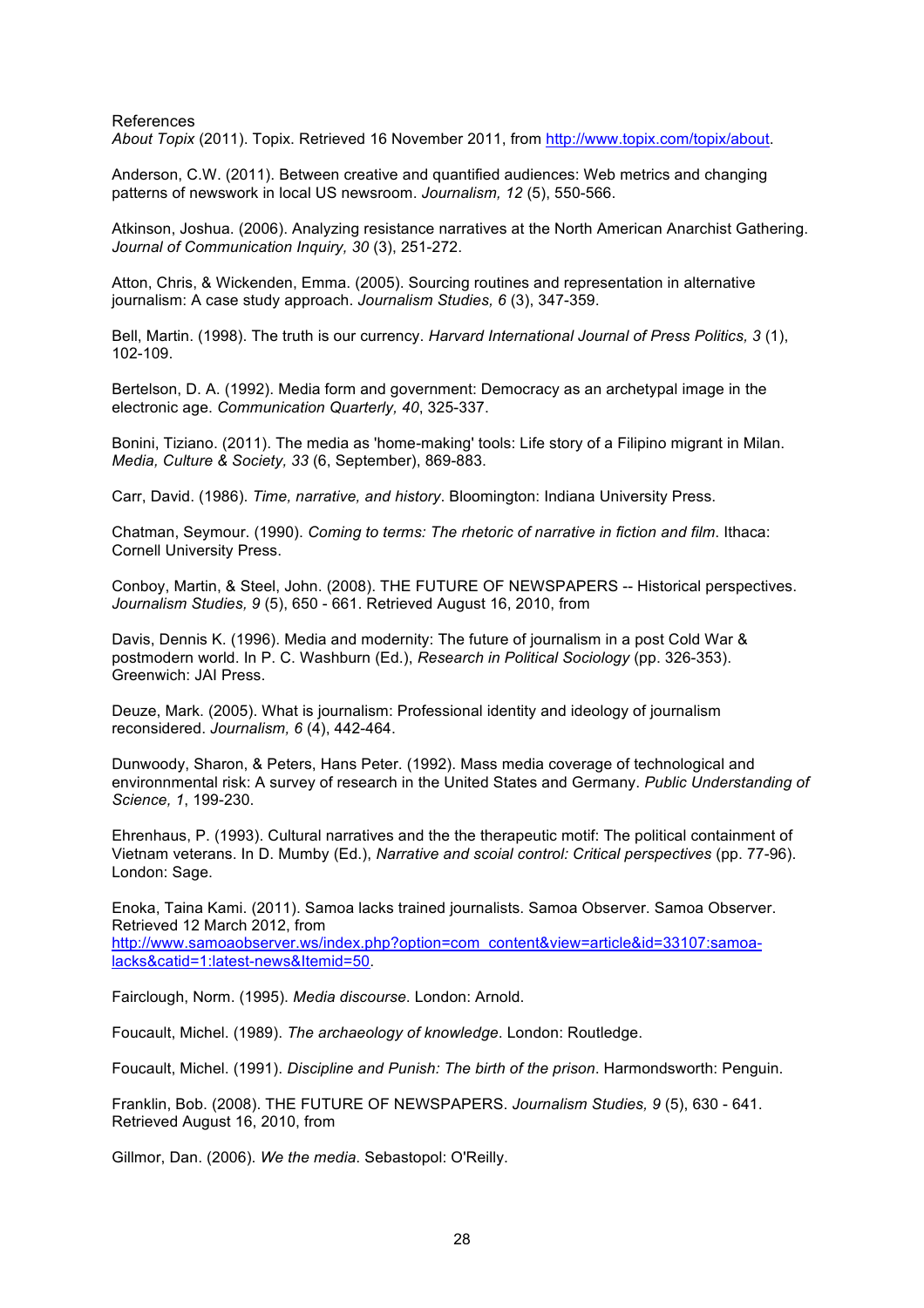References

*About Topix* (2011). Topix. Retrieved 16 November 2011, from http://www.topix.com/topix/about.

Anderson, C.W. (2011). Between creative and quantified audiences: Web metrics and changing patterns of newswork in local US newsroom. *Journalism, 12* (5), 550-566.

Atkinson, Joshua. (2006). Analyzing resistance narratives at the North American Anarchist Gathering. *Journal of Communication Inquiry, 30* (3), 251-272.

Atton, Chris, & Wickenden, Emma. (2005). Sourcing routines and representation in alternative journalism: A case study approach. *Journalism Studies, 6* (3), 347-359.

Bell, Martin. (1998). The truth is our currency. *Harvard International Journal of Press Politics, 3* (1), 102-109.

Bertelson, D. A. (1992). Media form and government: Democracy as an archetypal image in the electronic age. *Communication Quarterly, 40*, 325-337.

Bonini, Tiziano. (2011). The media as 'home-making' tools: Life story of a Filipino migrant in Milan. *Media, Culture & Society, 33* (6, September), 869-883.

Carr, David. (1986). *Time, narrative, and history*. Bloomington: Indiana University Press.

Chatman, Seymour. (1990). *Coming to terms: The rhetoric of narrative in fiction and film*. Ithaca: Cornell University Press.

Conboy, Martin, & Steel, John. (2008). THE FUTURE OF NEWSPAPERS -- Historical perspectives. *Journalism Studies, 9* (5), 650 - 661. Retrieved August 16, 2010, from

Davis, Dennis K. (1996). Media and modernity: The future of journalism in a post Cold War & postmodern world. In P. C. Washburn (Ed.), *Research in Political Sociology* (pp. 326-353). Greenwich: JAI Press.

Deuze, Mark. (2005). What is journalism: Professional identity and ideology of journalism reconsidered. *Journalism, 6* (4), 442-464.

Dunwoody, Sharon, & Peters, Hans Peter. (1992). Mass media coverage of technological and environnmental risk: A survey of research in the United States and Germany. *Public Understanding of Science, 1*, 199-230.

Ehrenhaus, P. (1993). Cultural narratives and the the therapeutic motif: The political containment of Vietnam veterans. In D. Mumby (Ed.), *Narrative and scoial control: Critical perspectives* (pp. 77-96). London: Sage.

Enoka, Taina Kami. (2011). Samoa lacks trained journalists. Samoa Observer. Samoa Observer. Retrieved 12 March 2012, from http://www.samoaobserver.ws/index.php?option=com_content&view=article&id=33107:samoa-lacks&catid=1:latest-news&Itemid=50.

Fairclough, Norm. (1995). *Media discourse*. London: Arnold.

Foucault, Michel. (1989). *The archaeology of knowledge*. London: Routledge.

Foucault, Michel. (1991). *Discipline and Punish: The birth of the prison*. Harmondsworth: Penguin.

Franklin, Bob. (2008). THE FUTURE OF NEWSPAPERS. *Journalism Studies, 9* (5), 630 - 641. Retrieved August 16, 2010, from

Gillmor, Dan. (2006). *We the media*. Sebastopol: O'Reilly.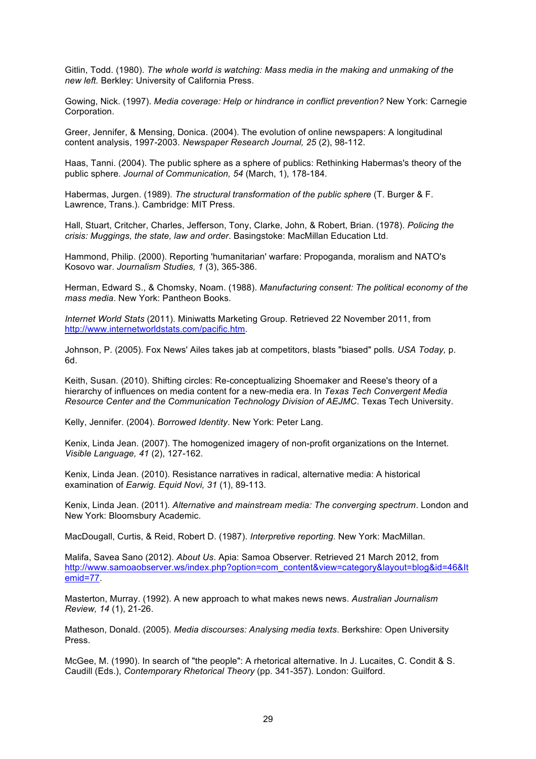Gitlin, Todd. (1980). *The whole world is watching: Mass media in the making and unmaking of the new left.* Berkley: University of California Press.

Gowing, Nick. (1997). *Media coverage: Help or hindrance in conflict prevention?* New York: Carnegie Corporation.

Greer, Jennifer, & Mensing, Donica. (2004). The evolution of online newspapers: A longitudinal content analysis, 1997-2003. *Newspaper Research Journal, 25* (2), 98-112.

Haas, Tanni. (2004). The public sphere as a sphere of publics: Rethinking Habermas's theory of the public sphere. *Journal of Communication, 54* (March, 1), 178-184.

Habermas, Jurgen. (1989). *The structural transformation of the public sphere* (T. Burger & F. Lawrence, Trans.). Cambridge: MIT Press.

Hall, Stuart, Critcher, Charles, Jefferson, Tony, Clarke, John, & Robert, Brian. (1978). *Policing the crisis: Muggings, the state, law and order*. Basingstoke: MacMillan Education Ltd.

Hammond, Philip. (2000). Reporting 'humanitarian' warfare: Propoganda, moralism and NATO's Kosovo war. *Journalism Studies, 1* (3), 365-386.

Herman, Edward S., & Chomsky, Noam. (1988). *Manufacturing consent: The political economy of the mass media*. New York: Pantheon Books.

*Internet World Stats* (2011). Miniwatts Marketing Group. Retrieved 22 November 2011, from http://www.internetworldstats.com/pacific.htm.

Johnson, P. (2005). Fox News' Ailes takes jab at competitors, blasts "biased" polls. *USA Today,* p. 6d.

Keith, Susan. (2010). Shifting circles: Re-conceptualizing Shoemaker and Reese's theory of a hierarchy of influences on media content for a new-media era. In *Texas Tech Convergent Media Resource Center and the Communication Technology Division of AEJMC*. Texas Tech University.

Kelly, Jennifer. (2004). *Borrowed Identity*. New York: Peter Lang.

Kenix, Linda Jean. (2007). The homogenized imagery of non-profit organizations on the Internet. *Visible Language, 41* (2), 127-162.

Kenix, Linda Jean. (2010). Resistance narratives in radical, alternative media: A historical examination of *Earwig*. *Equid Novi, 31* (1), 89-113.

Kenix, Linda Jean. (2011). *Alternative and mainstream media: The converging spectrum*. London and New York: Bloomsbury Academic.

MacDougall, Curtis, & Reid, Robert D. (1987). *Interpretive reporting*. New York: MacMillan.

Malifa, Savea Sano (2012). *About Us*. Apia: Samoa Observer. Retrieved 21 March 2012, from http://www.samoaobserver.ws/index.php?option=com_content&view=category&layout=blog&id=46&Itemid=77.

Masterton, Murray. (1992). A new approach to what makes news news. *Australian Journalism Review, 14* (1), 21-26.

Matheson, Donald. (2005). *Media discourses: Analysing media texts*. Berkshire: Open University Press.

McGee, M. (1990). In search of "the people": A rhetorical alternative. In J. Lucaites, C. Condit & S. Caudill (Eds.), *Contemporary Rhetorical Theory* (pp. 341-357). London: Guilford.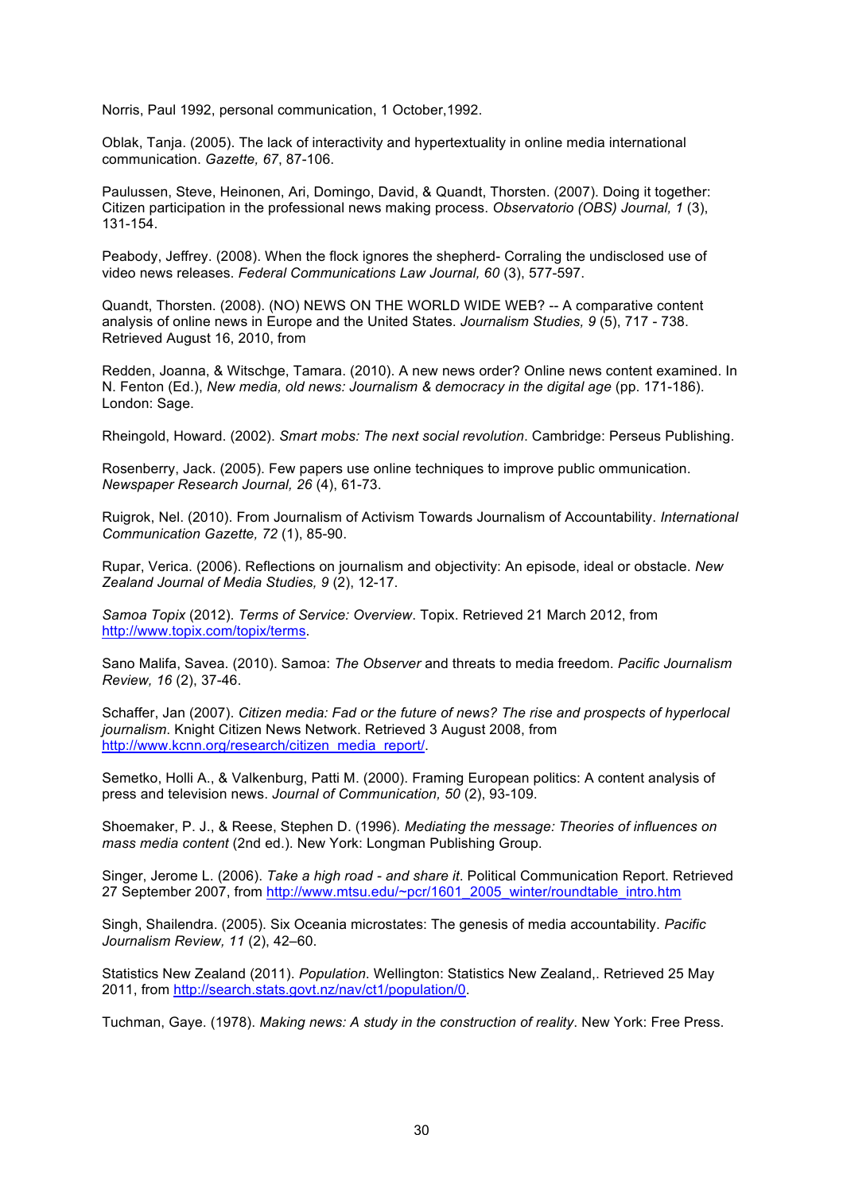Norris, Paul 1992, personal communication, 1 October,1992.

Oblak, Tanja. (2005). The lack of interactivity and hypertextuality in online media international communication. *Gazette, 67*, 87-106.

Paulussen, Steve, Heinonen, Ari, Domingo, David, & Quandt, Thorsten. (2007). Doing it together: Citizen participation in the professional news making process. *Observatorio (OBS) Journal, 1* (3), 131-154.

Peabody, Jeffrey. (2008). When the flock ignores the shepherd- Corraling the undisclosed use of video news releases. *Federal Communications Law Journal, 60* (3), 577-597.

Quandt, Thorsten. (2008). (NO) NEWS ON THE WORLD WIDE WEB? -- A comparative content analysis of online news in Europe and the United States. *Journalism Studies, 9* (5), 717 - 738. Retrieved August 16, 2010, from

Redden, Joanna, & Witschge, Tamara. (2010). A new news order? Online news content examined. In N. Fenton (Ed.), *New media, old news: Journalism & democracy in the digital age* (pp. 171-186). London: Sage.

Rheingold, Howard. (2002). *Smart mobs: The next social revolution*. Cambridge: Perseus Publishing.

Rosenberry, Jack. (2005). Few papers use online techniques to improve public ommunication. *Newspaper Research Journal, 26* (4), 61-73.

Ruigrok, Nel. (2010). From Journalism of Activism Towards Journalism of Accountability. *International Communication Gazette, 72* (1), 85-90.

Rupar, Verica. (2006). Reflections on journalism and objectivity: An episode, ideal or obstacle. *New Zealand Journal of Media Studies, 9* (2), 12-17.

*Samoa Topix* (2012). *Terms of Service: Overview*. Topix. Retrieved 21 March 2012, from http://www.topix.com/topix/terms.

Sano Malifa, Savea. (2010). Samoa: *The Observer* and threats to media freedom. *Pacific Journalism Review, 16* (2), 37-46.

Schaffer, Jan (2007). *Citizen media: Fad or the future of news? The rise and prospects of hyperlocal journalism*. Knight Citizen News Network. Retrieved 3 August 2008, from http://www.kcnn.org/research/citizen_media_report/.

Semetko, Holli A., & Valkenburg, Patti M. (2000). Framing European politics: A content analysis of press and television news. *Journal of Communication, 50* (2), 93-109.

Shoemaker, P. J., & Reese, Stephen D. (1996). *Mediating the message: Theories of influences on mass media content* (2nd ed.). New York: Longman Publishing Group.

Singer, Jerome L. (2006). *Take a high road - and share it*. Political Communication Report. Retrieved 27 September 2007, from http://www.mtsu.edu/~pcr/1601_2005_winter/roundtable_intro.htm

Singh, Shailendra. (2005). Six Oceania microstates: The genesis of media accountability. *Pacific Journalism Review, 11* (2), 42–60.

Statistics New Zealand (2011). *Population*. Wellington: Statistics New Zealand,. Retrieved 25 May 2011, from http://search.stats.govt.nz/nav/ct1/population/0.

Tuchman, Gaye. (1978). *Making news: A study in the construction of reality*. New York: Free Press.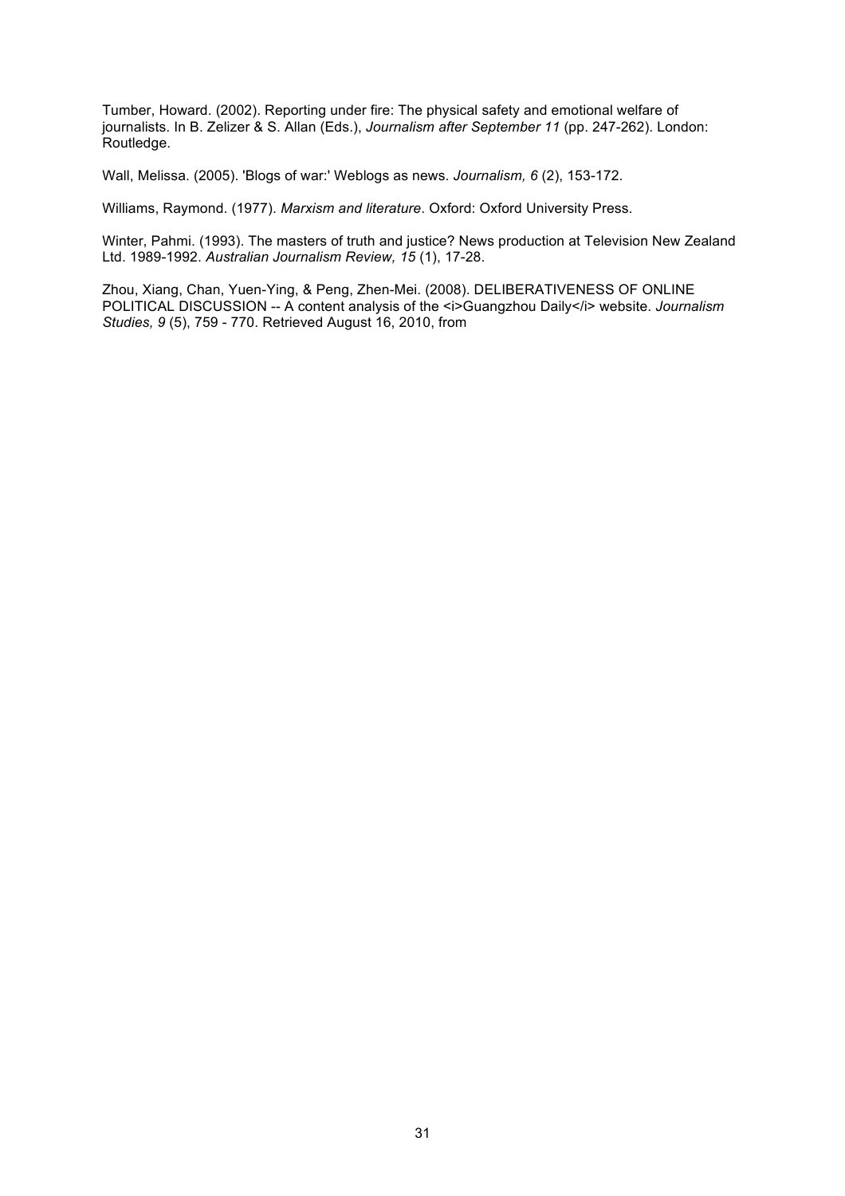Tumber, Howard. (2002). Reporting under fire: The physical safety and emotional welfare of journalists. In B. Zelizer & S. Allan (Eds.), *Journalism after September 11* (pp. 247-262). London: Routledge.

Wall, Melissa. (2005). 'Blogs of war:' Weblogs as news. *Journalism, 6* (2), 153-172.

Williams, Raymond. (1977). *Marxism and literature*. Oxford: Oxford University Press.

Winter, Pahmi. (1993). The masters of truth and justice? News production at Television New Zealand Ltd. 1989-1992. *Australian Journalism Review, 15* (1), 17-28.

Zhou, Xiang, Chan, Yuen-Ying, & Peng, Zhen-Mei. (2008). DELIBERATIVENESS OF ONLINE POLITICAL DISCUSSION -- A content analysis of the <i>Guangzhou Daily</i> website. *Journalism Studies, 9* (5), 759 - 770. Retrieved August 16, 2010, from